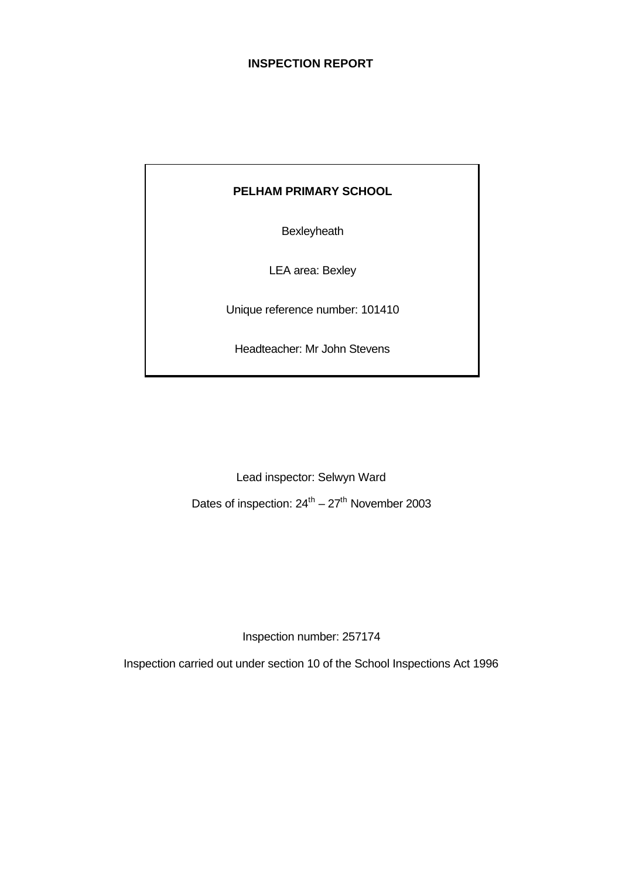# INSPECTION REPORT

**PELHAM PRIMARY SCHOOL**

Bexleyheath

LEA area: Bexley

Unique reference number: 101410

Headteacher: Mr John Stevens

Lead inspector: Selwyn Ward

Dates of inspection: 24th – 27th November 2003

Inspection number: 257174

Inspection carried out under section 10 of the School Inspections Act 1996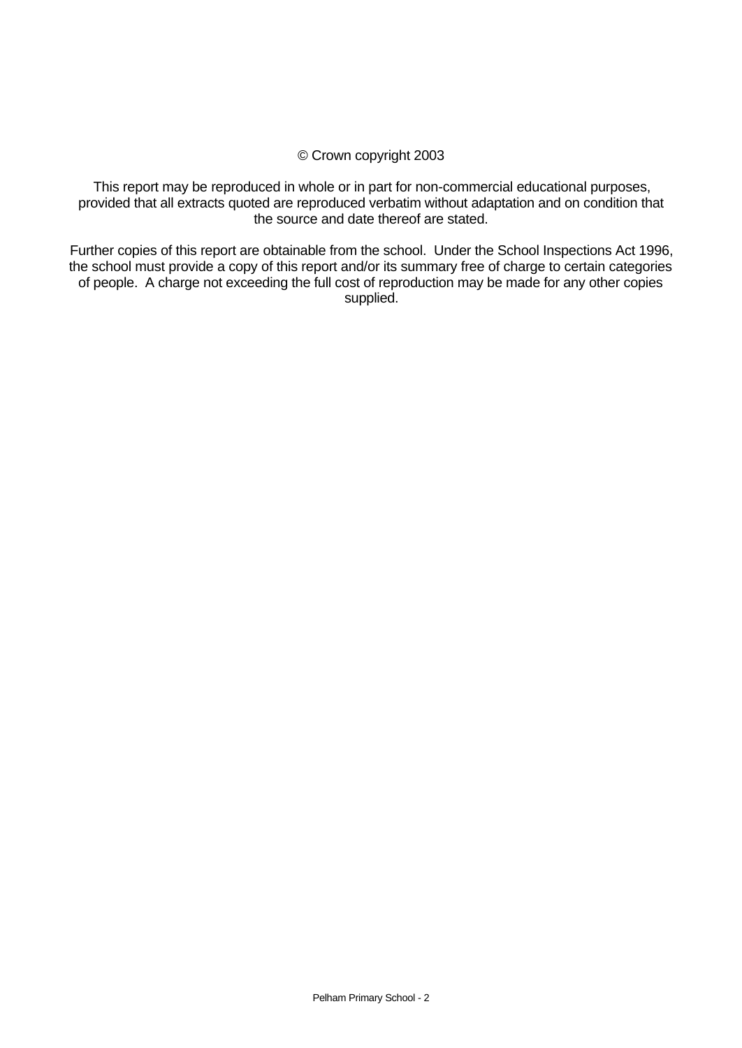© Crown copyright 2003

This report may be reproduced in whole or in part for non-commercial educational purposes, provided that all extracts quoted are reproduced verbatim without adaptation and on condition that the source and date thereof are stated.

Further copies of this report are obtainable from the school. Under the School Inspections Act 1996, the school must provide a copy of this report and/or its summary free of charge to certain categories of people. A charge not exceeding the full cost of reproduction may be made for any other copies supplied.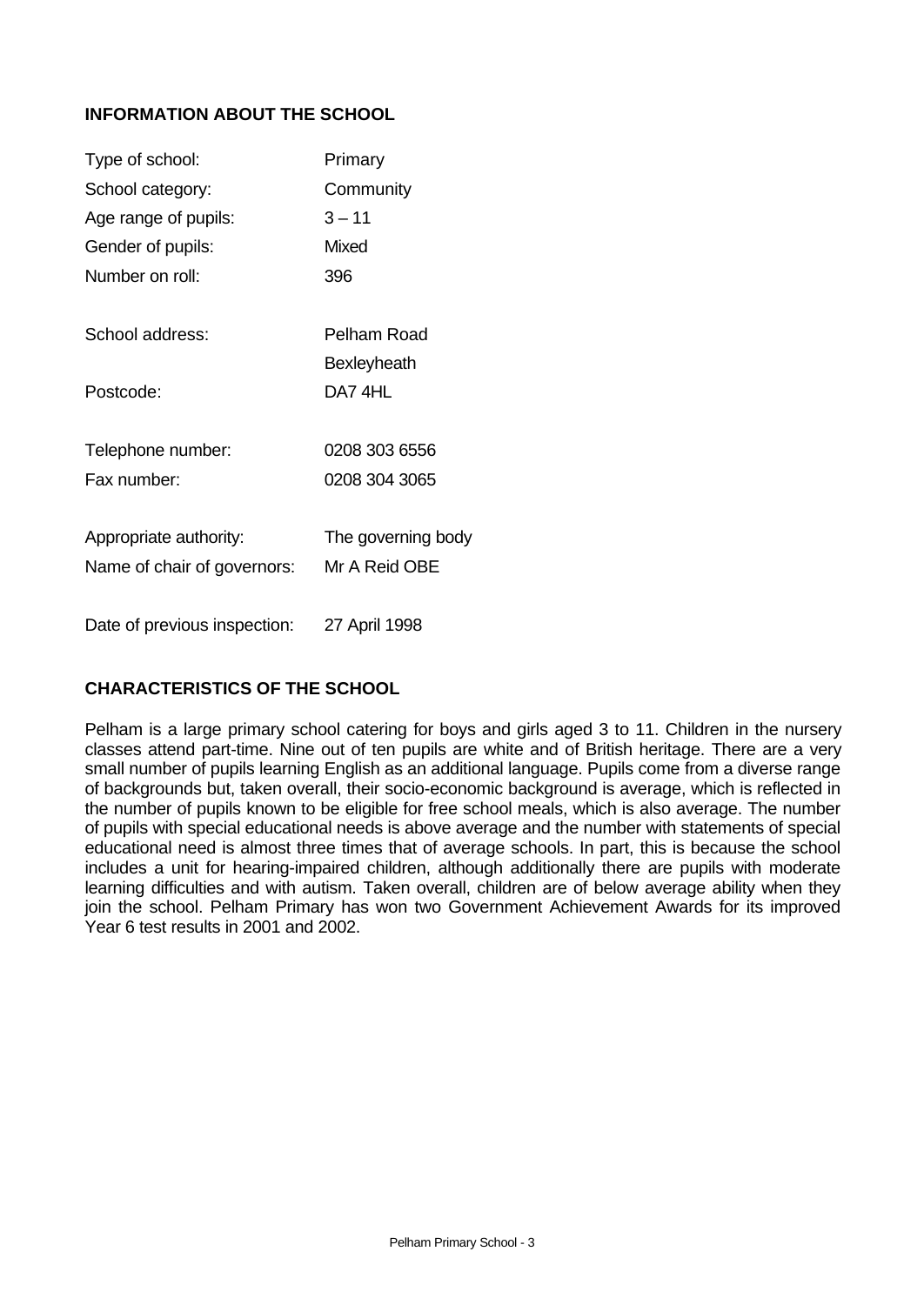## INFORMATION ABOUT THE SCHOOL

| | |
|---|---|
| Type of school: | Primary |
| School category: | Community |
| Age range of pupils: | 3 – 11 |
| Gender of pupils: | Mixed |
| Number on roll: | 396 |
| School address: | Pelham Road<br>Bexleyheath |
| Postcode: | DA7 4HL |
| Telephone number: | 0208 303 6556 |
| Fax number: | 0208 304 3065 |
| Appropriate authority: | The governing body |
| Name of chair of governors: | Mr A Reid OBE |
| Date of previous inspection: | 27 April 1998 |

## CHARACTERISTICS OF THE SCHOOL

Pelham is a large primary school catering for boys and girls aged 3 to 11. Children in the nursery classes attend part-time. Nine out of ten pupils are white and of British heritage. There are a very small number of pupils learning English as an additional language. Pupils come from a diverse range of backgrounds but, taken overall, their socio-economic background is average, which is reflected in the number of pupils known to be eligible for free school meals, which is also average. The number of pupils with special educational needs is above average and the number with statements of special educational need is almost three times that of average schools. In part, this is because the school includes a unit for hearing-impaired children, although additionally there are pupils with moderate learning difficulties and with autism. Taken overall, children are of below average ability when they join the school. Pelham Primary has won two Government Achievement Awards for its improved Year 6 test results in 2001 and 2002.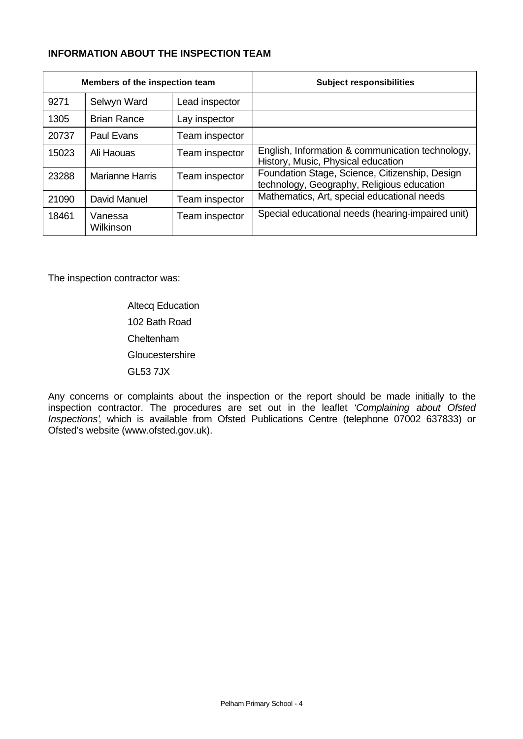**INFORMATION ABOUT THE INSPECTION TEAM**

| Members of the inspection team | | | Subject responsibilities |
|---|---|---|---|
| 9271 | Selwyn Ward | Lead inspector | |
| 1305 | Brian Rance | Lay inspector | |
| 20737 | Paul Evans | Team inspector | |
| 15023 | Ali Haouas | Team inspector | English, Information & communication technology, History, Music, Physical education |
| 23288 | Marianne Harris | Team inspector | Foundation Stage, Science, Citizenship, Design technology, Geography, Religious education |
| 21090 | David Manuel | Team inspector | Mathematics, Art, special educational needs |
| 18461 | Vanessa Wilkinson | Team inspector | Special educational needs (hearing-impaired unit) |

The inspection contractor was:

Altecq Education
102 Bath Road
Cheltenham
Gloucestershire
GL53 7JX

Any concerns or complaints about the inspection or the report should be made initially to the inspection contractor. The procedures are set out in the leaflet *'Complaining about Ofsted Inspections'*, which is available from Ofsted Publications Centre (telephone 07002 637833) or Ofsted's website (www.ofsted.gov.uk).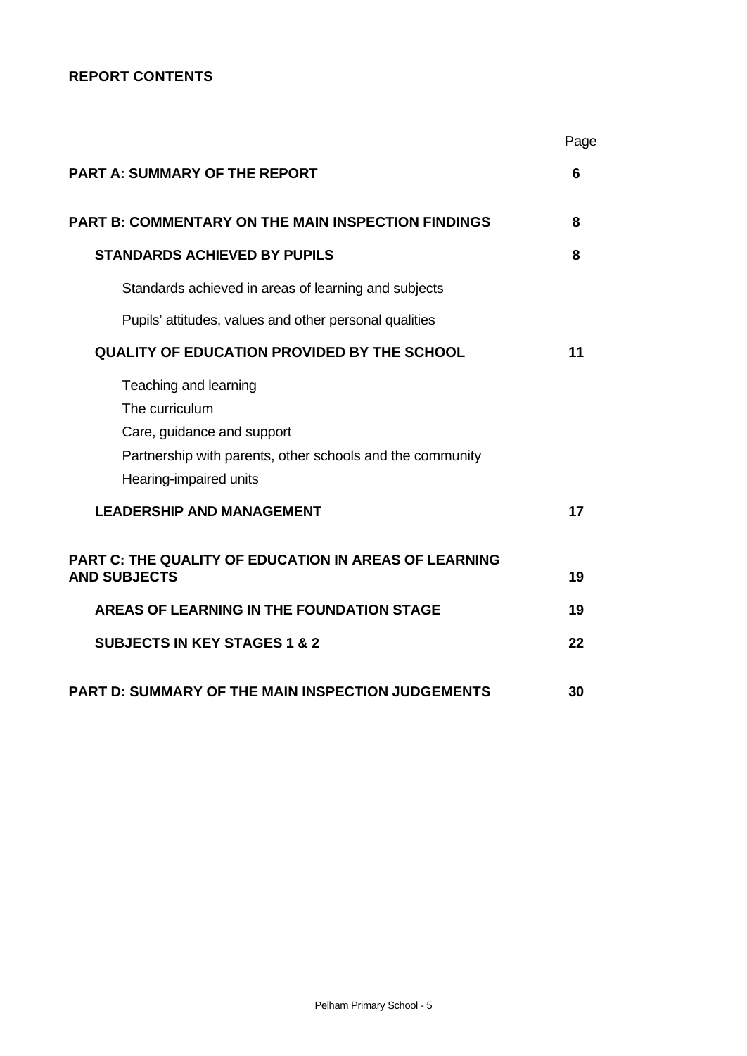**REPORT CONTENTS**

| | Page |
|---|---|
| **PART A: SUMMARY OF THE REPORT** | **6** |
| **PART B: COMMENTARY ON THE MAIN INSPECTION FINDINGS** | **8** |
| **STANDARDS ACHIEVED BY PUPILS** | **8** |
| Standards achieved in areas of learning and subjects | |
| Pupils' attitudes, values and other personal qualities | |
| **QUALITY OF EDUCATION PROVIDED BY THE SCHOOL** | **11** |
| Teaching and learning<br>The curriculum<br>Care, guidance and support<br>Partnership with parents, other schools and the community<br>Hearing-impaired units | |
| **LEADERSHIP AND MANAGEMENT** | **17** |
| **PART C: THE QUALITY OF EDUCATION IN AREAS OF LEARNING AND SUBJECTS** | **19** |
| **AREAS OF LEARNING IN THE FOUNDATION STAGE** | **19** |
| **SUBJECTS IN KEY STAGES 1 & 2** | **22** |
| **PART D: SUMMARY OF THE MAIN INSPECTION JUDGEMENTS** | **30** |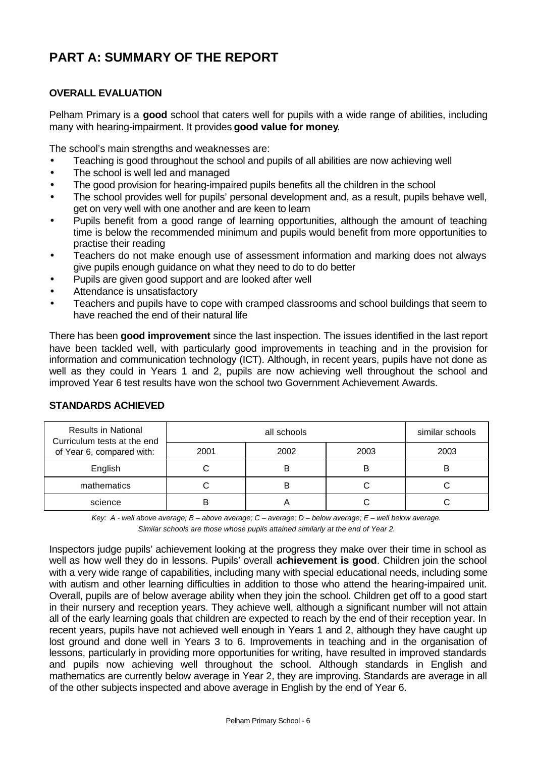# PART A: SUMMARY OF THE REPORT

### OVERALL EVALUATION

Pelham Primary is a **good** school that caters well for pupils with a wide range of abilities, including many with hearing-impairment. It provides **good value for money**.

The school's main strengths and weaknesses are:

- Teaching is good throughout the school and pupils of all abilities are now achieving well
- The school is well led and managed
- The good provision for hearing-impaired pupils benefits all the children in the school
- The school provides well for pupils' personal development and, as a result, pupils behave well, get on very well with one another and are keen to learn
- Pupils benefit from a good range of learning opportunities, although the amount of teaching time is below the recommended minimum and pupils would benefit from more opportunities to practise their reading
- Teachers do not make enough use of assessment information and marking does not always give pupils enough guidance on what they need to do to do better
- Pupils are given good support and are looked after well
- Attendance is unsatisfactory
- Teachers and pupils have to cope with cramped classrooms and school buildings that seem to have reached the end of their natural life

There has been **good improvement** since the last inspection. The issues identified in the last report have been tackled well, with particularly good improvements in teaching and in the provision for information and communication technology (ICT). Although, in recent years, pupils have not done as well as they could in Years 1 and 2, pupils are now achieving well throughout the school and improved Year 6 test results have won the school two Government Achievement Awards.

### STANDARDS ACHIEVED

| Results in National Curriculum tests at the end of Year 6, compared with: | all schools | | | similar schools |
|---|---|---|---|---|
| | 2001 | 2002 | 2003 | 2003 |
| English | C | B | B | B |
| mathematics | C | B | C | C |
| science | B | A | C | C |

*Key: A - well above average; B – above average; C – average; D – below average; E – well below average.*
*Similar schools are those whose pupils attained similarly at the end of Year 2.*

Inspectors judge pupils' achievement looking at the progress they make over their time in school as well as how well they do in lessons. Pupils' overall **achievement is good**. Children join the school with a very wide range of capabilities, including many with special educational needs, including some with autism and other learning difficulties in addition to those who attend the hearing-impaired unit. Overall, pupils are of below average ability when they join the school. Children get off to a good start in their nursery and reception years. They achieve well, although a significant number will not attain all of the early learning goals that children are expected to reach by the end of their reception year. In recent years, pupils have not achieved well enough in Years 1 and 2, although they have caught up lost ground and done well in Years 3 to 6. Improvements in teaching and in the organisation of lessons, particularly in providing more opportunities for writing, have resulted in improved standards and pupils now achieving well throughout the school. Although standards in English and mathematics are currently below average in Year 2, they are improving. Standards are average in all of the other subjects inspected and above average in English by the end of Year 6.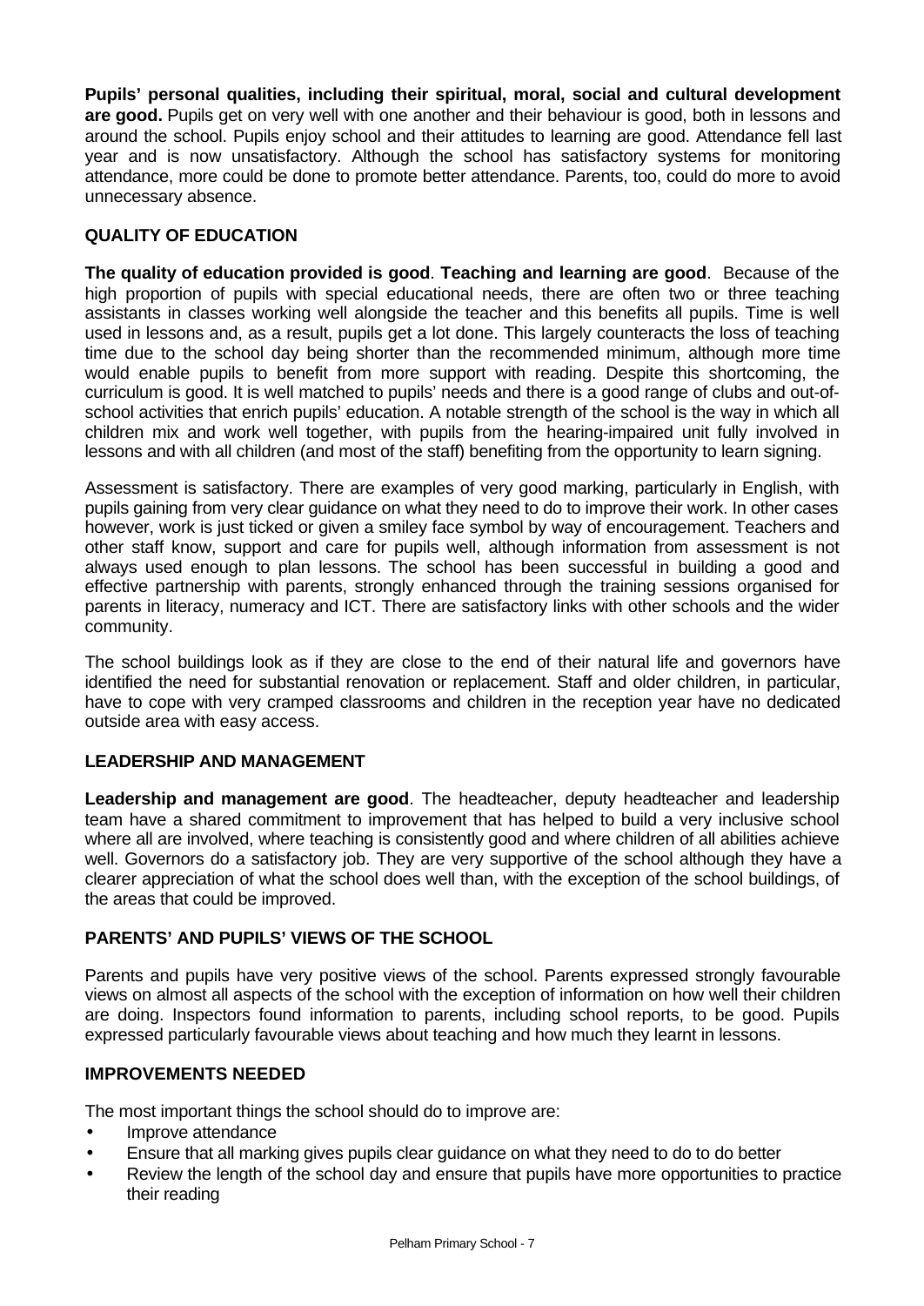**Pupils' personal qualities, including their spiritual, moral, social and cultural development are good.** Pupils get on very well with one another and their behaviour is good, both in lessons and around the school. Pupils enjoy school and their attitudes to learning are good. Attendance fell last year and is now unsatisfactory. Although the school has satisfactory systems for monitoring attendance, more could be done to promote better attendance. Parents, too, could do more to avoid unnecessary absence.

## QUALITY OF EDUCATION

**The quality of education provided is good**. **Teaching and learning are good**. Because of the high proportion of pupils with special educational needs, there are often two or three teaching assistants in classes working well alongside the teacher and this benefits all pupils. Time is well used in lessons and, as a result, pupils get a lot done. This largely counteracts the loss of teaching time due to the school day being shorter than the recommended minimum, although more time would enable pupils to benefit from more support with reading. Despite this shortcoming, the curriculum is good. It is well matched to pupils' needs and there is a good range of clubs and out-of-school activities that enrich pupils' education. A notable strength of the school is the way in which all children mix and work well together, with pupils from the hearing-impaired unit fully involved in lessons and with all children (and most of the staff) benefiting from the opportunity to learn signing.

Assessment is satisfactory. There are examples of very good marking, particularly in English, with pupils gaining from very clear guidance on what they need to do to improve their work. In other cases however, work is just ticked or given a smiley face symbol by way of encouragement. Teachers and other staff know, support and care for pupils well, although information from assessment is not always used enough to plan lessons. The school has been successful in building a good and effective partnership with parents, strongly enhanced through the training sessions organised for parents in literacy, numeracy and ICT. There are satisfactory links with other schools and the wider community.

The school buildings look as if they are close to the end of their natural life and governors have identified the need for substantial renovation or replacement. Staff and older children, in particular, have to cope with very cramped classrooms and children in the reception year have no dedicated outside area with easy access.

## LEADERSHIP AND MANAGEMENT

**Leadership and management are good**. The headteacher, deputy headteacher and leadership team have a shared commitment to improvement that has helped to build a very inclusive school where all are involved, where teaching is consistently good and where children of all abilities achieve well. Governors do a satisfactory job. They are very supportive of the school although they have a clearer appreciation of what the school does well than, with the exception of the school buildings, of the areas that could be improved.

## PARENTS' AND PUPILS' VIEWS OF THE SCHOOL

Parents and pupils have very positive views of the school. Parents expressed strongly favourable views on almost all aspects of the school with the exception of information on how well their children are doing. Inspectors found information to parents, including school reports, to be good. Pupils expressed particularly favourable views about teaching and how much they learnt in lessons.

## IMPROVEMENTS NEEDED

The most important things the school should do to improve are:

- Improve attendance
- Ensure that all marking gives pupils clear guidance on what they need to do to do better
- Review the length of the school day and ensure that pupils have more opportunities to practice their reading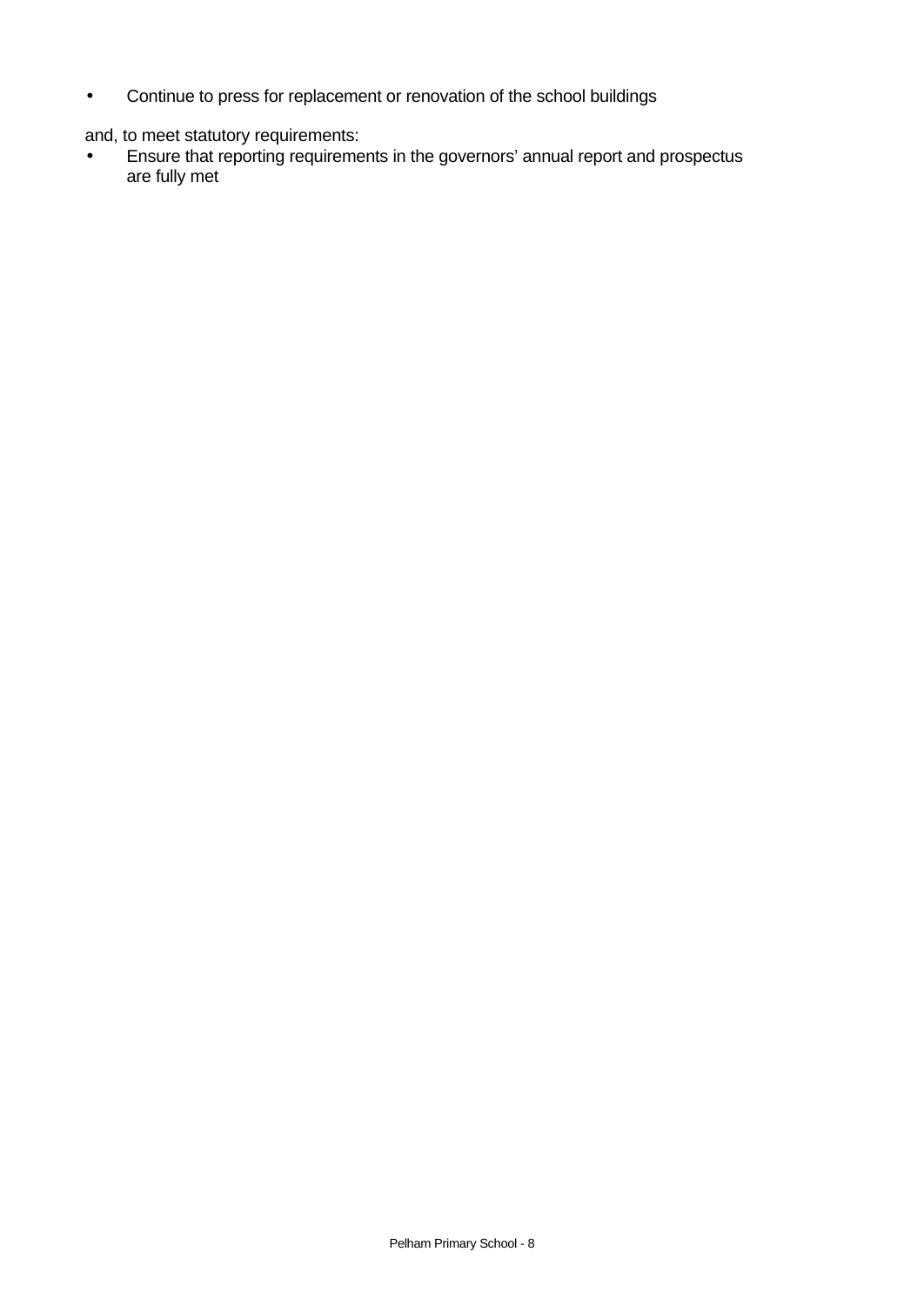- Continue to press for replacement or renovation of the school buildings

and, to meet statutory requirements:

- Ensure that reporting requirements in the governors' annual report and prospectus are fully met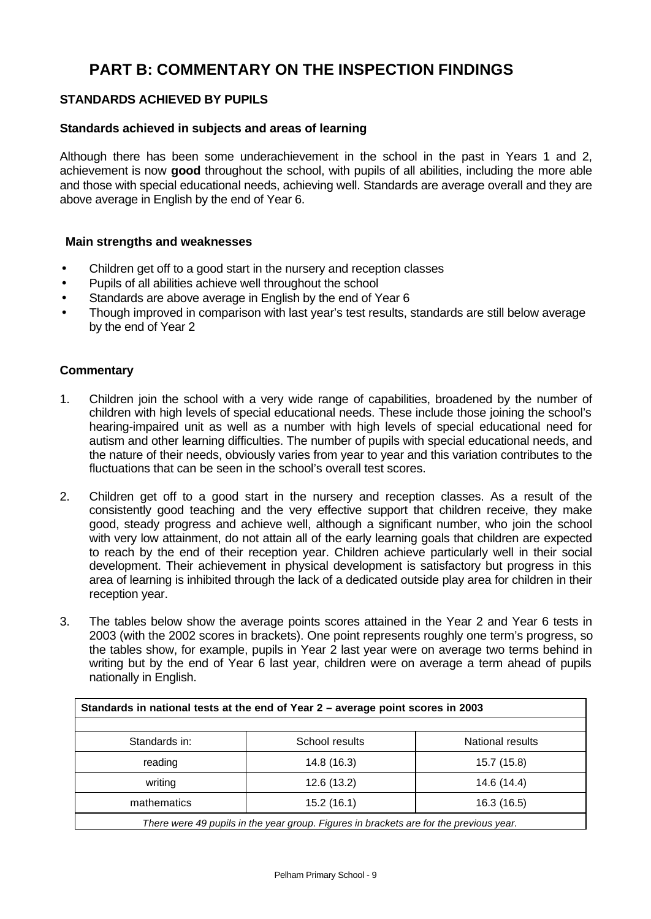# PART B: COMMENTARY ON THE INSPECTION FINDINGS

## STANDARDS ACHIEVED BY PUPILS

### Standards achieved in subjects and areas of learning

Although there has been some underachievement in the school in the past in Years 1 and 2, achievement is now **good** throughout the school, with pupils of all abilities, including the more able and those with special educational needs, achieving well. Standards are average overall and they are above average in English by the end of Year 6.

### Main strengths and weaknesses

- Children get off to a good start in the nursery and reception classes
- Pupils of all abilities achieve well throughout the school
- Standards are above average in English by the end of Year 6
- Though improved in comparison with last year's test results, standards are still below average by the end of Year 2

### Commentary

1. Children join the school with a very wide range of capabilities, broadened by the number of children with high levels of special educational needs. These include those joining the school's hearing-impaired unit as well as a number with high levels of special educational need for autism and other learning difficulties. The number of pupils with special educational needs, and the nature of their needs, obviously varies from year to year and this variation contributes to the fluctuations that can be seen in the school's overall test scores.

2. Children get off to a good start in the nursery and reception classes. As a result of the consistently good teaching and the very effective support that children receive, they make good, steady progress and achieve well, although a significant number, who join the school with very low attainment, do not attain all of the early learning goals that children are expected to reach by the end of their reception year. Children achieve particularly well in their social development. Their achievement in physical development is satisfactory but progress in this area of learning is inhibited through the lack of a dedicated outside play area for children in their reception year.

3. The tables below show the average points scores attained in the Year 2 and Year 6 tests in 2003 (with the 2002 scores in brackets). One point represents roughly one term's progress, so the tables show, for example, pupils in Year 2 last year were on average two terms behind in writing but by the end of Year 6 last year, children were on average a term ahead of pupils nationally in English.

| Standards in national tests at the end of Year 2 – average point scores in 2003 | | |
|---|---|---|
| Standards in: | School results | National results |
| reading | 14.8 (16.3) | 15.7 (15.8) |
| writing | 12.6 (13.2) | 14.6 (14.4) |
| mathematics | 15.2 (16.1) | 16.3 (16.5) |

*There were 49 pupils in the year group. Figures in brackets are for the previous year.*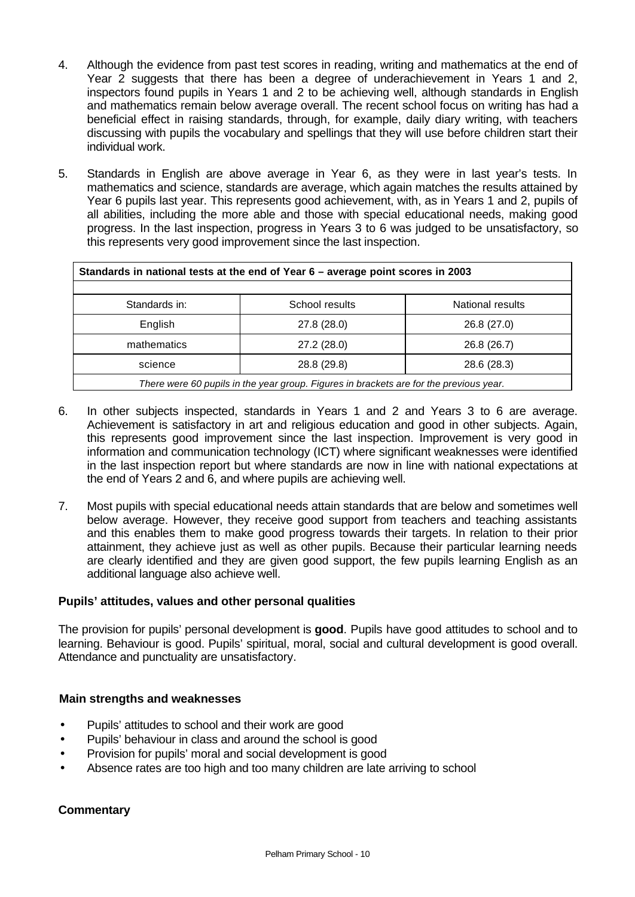4. Although the evidence from past test scores in reading, writing and mathematics at the end of Year 2 suggests that there has been a degree of underachievement in Years 1 and 2, inspectors found pupils in Years 1 and 2 to be achieving well, although standards in English and mathematics remain below average overall. The recent school focus on writing has had a beneficial effect in raising standards, through, for example, daily diary writing, with teachers discussing with pupils the vocabulary and spellings that they will use before children start their individual work.

5. Standards in English are above average in Year 6, as they were in last year's tests. In mathematics and science, standards are average, which again matches the results attained by Year 6 pupils last year. This represents good achievement, with, as in Years 1 and 2, pupils of all abilities, including the more able and those with special educational needs, making good progress. In the last inspection, progress in Years 3 to 6 was judged to be unsatisfactory, so this represents very good improvement since the last inspection.

**Standards in national tests at the end of Year 6 – average point scores in 2003**

| Standards in: | School results | National results |
|---|---|---|
| English | 27.8 (28.0) | 26.8 (27.0) |
| mathematics | 27.2 (28.0) | 26.8 (26.7) |
| science | 28.8 (29.8) | 28.6 (28.3) |

*There were 60 pupils in the year group. Figures in brackets are for the previous year.*

6. In other subjects inspected, standards in Years 1 and 2 and Years 3 to 6 are average. Achievement is satisfactory in art and religious education and good in other subjects. Again, this represents good improvement since the last inspection. Improvement is very good in information and communication technology (ICT) where significant weaknesses were identified in the last inspection report but where standards are now in line with national expectations at the end of Years 2 and 6, and where pupils are achieving well.

7. Most pupils with special educational needs attain standards that are below and sometimes well below average. However, they receive good support from teachers and teaching assistants and this enables them to make good progress towards their targets. In relation to their prior attainment, they achieve just as well as other pupils. Because their particular learning needs are clearly identified and they are given good support, the few pupils learning English as an additional language also achieve well.

### Pupils' attitudes, values and other personal qualities

The provision for pupils' personal development is **good**. Pupils have good attitudes to school and to learning. Behaviour is good. Pupils' spiritual, moral, social and cultural development is good overall. Attendance and punctuality are unsatisfactory.

#### Main strengths and weaknesses

- Pupils' attitudes to school and their work are good
- Pupils' behaviour in class and around the school is good
- Provision for pupils' moral and social development is good
- Absence rates are too high and too many children are late arriving to school

#### Commentary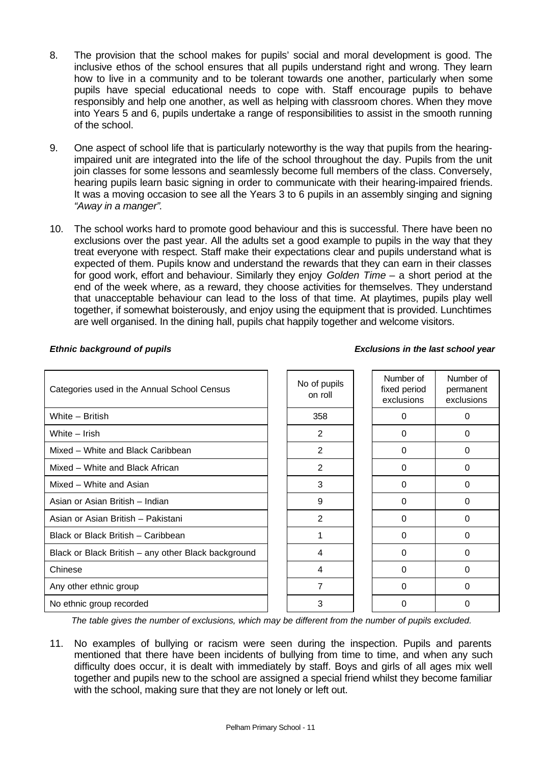8. The provision that the school makes for pupils' social and moral development is good. The inclusive ethos of the school ensures that all pupils understand right and wrong. They learn how to live in a community and to be tolerant towards one another, particularly when some pupils have special educational needs to cope with. Staff encourage pupils to behave responsibly and help one another, as well as helping with classroom chores. When they move into Years 5 and 6, pupils undertake a range of responsibilities to assist in the smooth running of the school.

9. One aspect of school life that is particularly noteworthy is the way that pupils from the hearing-impaired unit are integrated into the life of the school throughout the day. Pupils from the unit join classes for some lessons and seamlessly become full members of the class. Conversely, hearing pupils learn basic signing in order to communicate with their hearing-impaired friends. It was a moving occasion to see all the Years 3 to 6 pupils in an assembly singing and signing *"Away in a manger"*.

10. The school works hard to promote good behaviour and this is successful. There have been no exclusions over the past year. All the adults set a good example to pupils in the way that they treat everyone with respect. Staff make their expectations clear and pupils understand what is expected of them. Pupils know and understand the rewards that they can earn in their classes for good work, effort and behaviour. Similarly they enjoy *Golden Time* – a short period at the end of the week where, as a reward, they choose activities for themselves. They understand that unacceptable behaviour can lead to the loss of that time. At playtimes, pupils play well together, if somewhat boisterously, and enjoy using the equipment that is provided. Lunchtimes are well organised. In the dining hall, pupils chat happily together and welcome visitors.

***Ethnic background of pupils*** ***Exclusions in the last school year***

| Categories used in the Annual School Census | No of pupils on roll | Number of fixed period exclusions | Number of permanent exclusions |
|---|---|---|---|
| White – British | 358 | 0 | 0 |
| White – Irish | 2 | 0 | 0 |
| Mixed – White and Black Caribbean | 2 | 0 | 0 |
| Mixed – White and Black African | 2 | 0 | 0 |
| Mixed – White and Asian | 3 | 0 | 0 |
| Asian or Asian British – Indian | 9 | 0 | 0 |
| Asian or Asian British – Pakistani | 2 | 0 | 0 |
| Black or Black British – Caribbean | 1 | 0 | 0 |
| Black or Black British – any other Black background | 4 | 0 | 0 |
| Chinese | 4 | 0 | 0 |
| Any other ethnic group | 7 | 0 | 0 |
| No ethnic group recorded | 3 | 0 | 0 |

*The table gives the number of exclusions, which may be different from the number of pupils excluded.*

11. No examples of bullying or racism were seen during the inspection. Pupils and parents mentioned that there have been incidents of bullying from time to time, and when any such difficulty does occur, it is dealt with immediately by staff. Boys and girls of all ages mix well together and pupils new to the school are assigned a special friend whilst they become familiar with the school, making sure that they are not lonely or left out.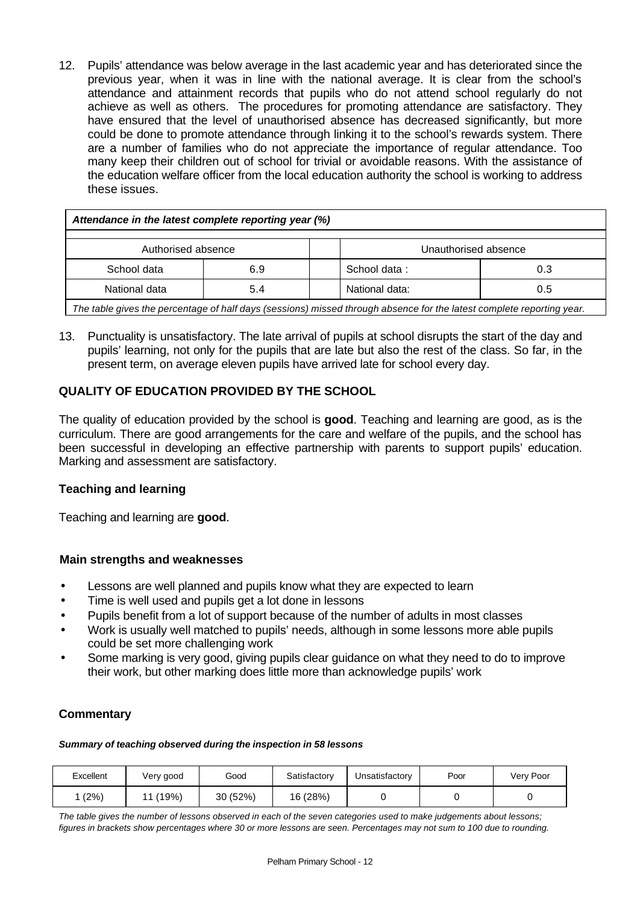12. Pupils' attendance was below average in the last academic year and has deteriorated since the previous year, when it was in line with the national average. It is clear from the school's attendance and attainment records that pupils who do not attend school regularly do not achieve as well as others. The procedures for promoting attendance are satisfactory. They have ensured that the level of unauthorised absence has decreased significantly, but more could be done to promote attendance through linking it to the school's rewards system. There are a number of families who do not appreciate the importance of regular attendance. Too many keep their children out of school for trivial or avoidable reasons. With the assistance of the education welfare officer from the local education authority the school is working to address these issues.

***Attendance in the latest complete reporting year (%)***

| Authorised absence | | | Unauthorised absence | |
|---|---|---|---|---|
| School data | 6.9 | | School data : | 0.3 |
| National data | 5.4 | | National data: | 0.5 |

*The table gives the percentage of half days (sessions) missed through absence for the latest complete reporting year.*

13. Punctuality is unsatisfactory. The late arrival of pupils at school disrupts the start of the day and pupils' learning, not only for the pupils that are late but also the rest of the class. So far, in the present term, on average eleven pupils have arrived late for school every day.

## QUALITY OF EDUCATION PROVIDED BY THE SCHOOL

The quality of education provided by the school is **good**. Teaching and learning are good, as is the curriculum. There are good arrangements for the care and welfare of the pupils, and the school has been successful in developing an effective partnership with parents to support pupils' education. Marking and assessment are satisfactory.

### Teaching and learning

Teaching and learning are **good**.

#### Main strengths and weaknesses

- Lessons are well planned and pupils know what they are expected to learn
- Time is well used and pupils get a lot done in lessons
- Pupils benefit from a lot of support because of the number of adults in most classes
- Work is usually well matched to pupils' needs, although in some lessons more able pupils could be set more challenging work
- Some marking is very good, giving pupils clear guidance on what they need to do to improve their work, but other marking does little more than acknowledge pupils' work

#### Commentary

***Summary of teaching observed during the inspection in 58 lessons***

| Excellent | Very good | Good | Satisfactory | Unsatisfactory | Poor | Very Poor |
|---|---|---|---|---|---|---|
| 1 (2%) | 11 (19%) | 30 (52%) | 16 (28%) | 0 | 0 | 0 |

*The table gives the number of lessons observed in each of the seven categories used to make judgements about lessons; figures in brackets show percentages where 30 or more lessons are seen. Percentages may not sum to 100 due to rounding.*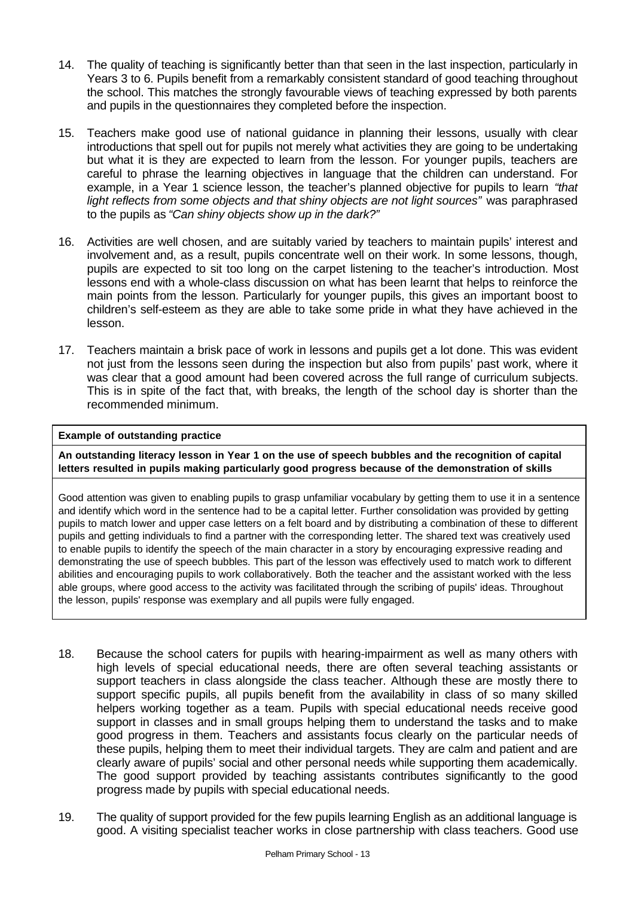14. The quality of teaching is significantly better than that seen in the last inspection, particularly in Years 3 to 6. Pupils benefit from a remarkably consistent standard of good teaching throughout the school. This matches the strongly favourable views of teaching expressed by both parents and pupils in the questionnaires they completed before the inspection.

15. Teachers make good use of national guidance in planning their lessons, usually with clear introductions that spell out for pupils not merely what activities they are going to be undertaking but what it is they are expected to learn from the lesson. For younger pupils, teachers are careful to phrase the learning objectives in language that the children can understand. For example, in a Year 1 science lesson, the teacher's planned objective for pupils to learn *"that light reflects from some objects and that shiny objects are not light sources"* was paraphrased to the pupils as *"Can shiny objects show up in the dark?"*

16. Activities are well chosen, and are suitably varied by teachers to maintain pupils' interest and involvement and, as a result, pupils concentrate well on their work. In some lessons, though, pupils are expected to sit too long on the carpet listening to the teacher's introduction. Most lessons end with a whole-class discussion on what has been learnt that helps to reinforce the main points from the lesson. Particularly for younger pupils, this gives an important boost to children's self-esteem as they are able to take some pride in what they have achieved in the lesson.

17. Teachers maintain a brisk pace of work in lessons and pupils get a lot done. This was evident not just from the lessons seen during the inspection but also from pupils' past work, where it was clear that a good amount had been covered across the full range of curriculum subjects. This is in spite of the fact that, with breaks, the length of the school day is shorter than the recommended minimum.

**Example of outstanding practice**

**An outstanding literacy lesson in Year 1 on the use of speech bubbles and the recognition of capital letters resulted in pupils making particularly good progress because of the demonstration of skills**

Good attention was given to enabling pupils to grasp unfamiliar vocabulary by getting them to use it in a sentence and identify which word in the sentence had to be a capital letter. Further consolidation was provided by getting pupils to match lower and upper case letters on a felt board and by distributing a combination of these to different pupils and getting individuals to find a partner with the corresponding letter. The shared text was creatively used to enable pupils to identify the speech of the main character in a story by encouraging expressive reading and demonstrating the use of speech bubbles. This part of the lesson was effectively used to match work to different abilities and encouraging pupils to work collaboratively. Both the teacher and the assistant worked with the less able groups, where good access to the activity was facilitated through the scribing of pupils' ideas. Throughout the lesson, pupils' response was exemplary and all pupils were fully engaged.

18. Because the school caters for pupils with hearing-impairment as well as many others with high levels of special educational needs, there are often several teaching assistants or support teachers in class alongside the class teacher. Although these are mostly there to support specific pupils, all pupils benefit from the availability in class of so many skilled helpers working together as a team. Pupils with special educational needs receive good support in classes and in small groups helping them to understand the tasks and to make good progress in them. Teachers and assistants focus clearly on the particular needs of these pupils, helping them to meet their individual targets. They are calm and patient and are clearly aware of pupils' social and other personal needs while supporting them academically. The good support provided by teaching assistants contributes significantly to the good progress made by pupils with special educational needs.

19. The quality of support provided for the few pupils learning English as an additional language is good. A visiting specialist teacher works in close partnership with class teachers. Good use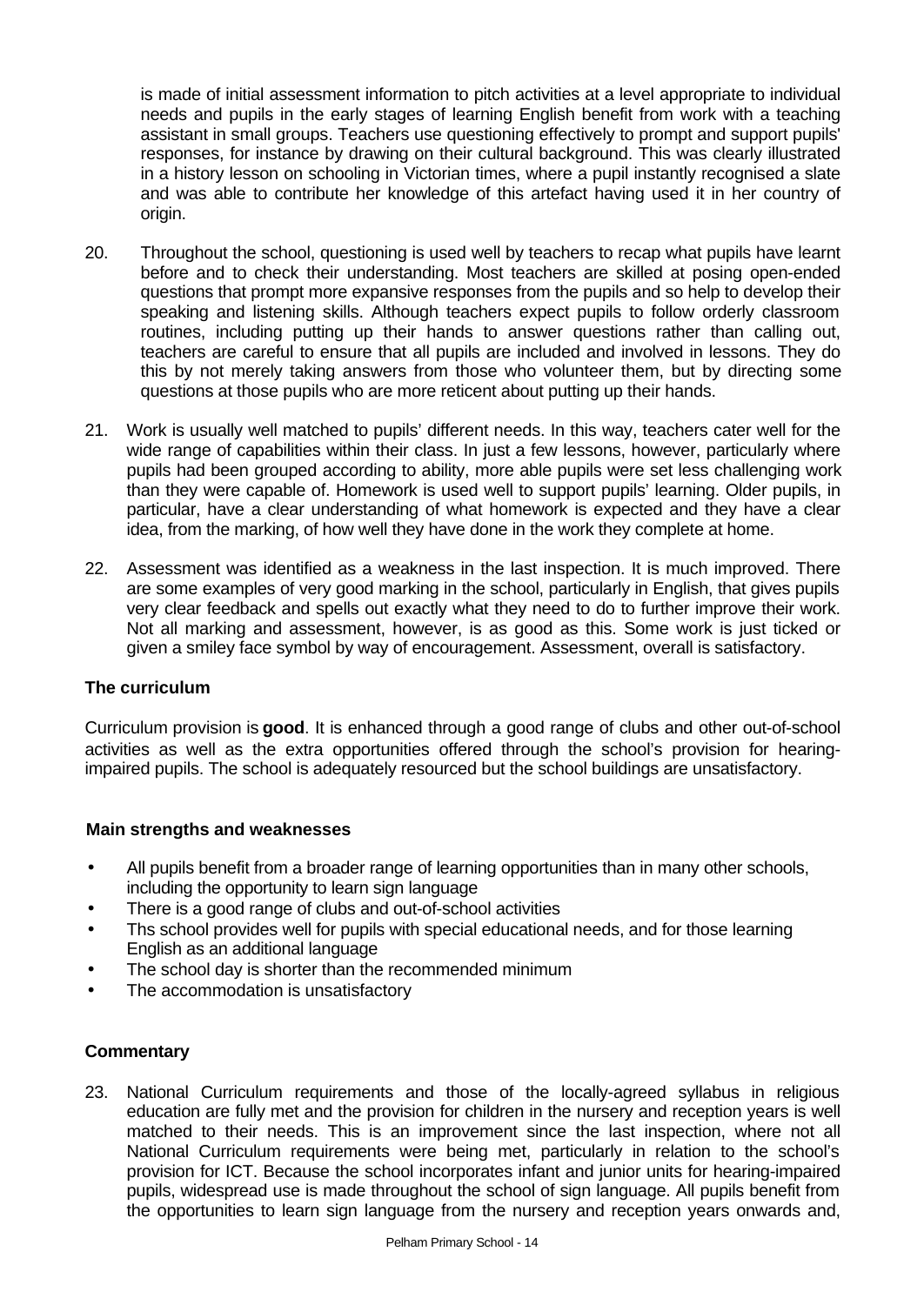is made of initial assessment information to pitch activities at a level appropriate to individual needs and pupils in the early stages of learning English benefit from work with a teaching assistant in small groups. Teachers use questioning effectively to prompt and support pupils' responses, for instance by drawing on their cultural background. This was clearly illustrated in a history lesson on schooling in Victorian times, where a pupil instantly recognised a slate and was able to contribute her knowledge of this artefact having used it in her country of origin.

20. Throughout the school, questioning is used well by teachers to recap what pupils have learnt before and to check their understanding. Most teachers are skilled at posing open-ended questions that prompt more expansive responses from the pupils and so help to develop their speaking and listening skills. Although teachers expect pupils to follow orderly classroom routines, including putting up their hands to answer questions rather than calling out, teachers are careful to ensure that all pupils are included and involved in lessons. They do this by not merely taking answers from those who volunteer them, but by directing some questions at those pupils who are more reticent about putting up their hands.

21. Work is usually well matched to pupils' different needs. In this way, teachers cater well for the wide range of capabilities within their class. In just a few lessons, however, particularly where pupils had been grouped according to ability, more able pupils were set less challenging work than they were capable of. Homework is used well to support pupils' learning. Older pupils, in particular, have a clear understanding of what homework is expected and they have a clear idea, from the marking, of how well they have done in the work they complete at home.

22. Assessment was identified as a weakness in the last inspection. It is much improved. There are some examples of very good marking in the school, particularly in English, that gives pupils very clear feedback and spells out exactly what they need to do to further improve their work. Not all marking and assessment, however, is as good as this. Some work is just ticked or given a smiley face symbol by way of encouragement. Assessment, overall is satisfactory.

### The curriculum

Curriculum provision is **good**. It is enhanced through a good range of clubs and other out-of-school activities as well as the extra opportunities offered through the school's provision for hearing-impaired pupils. The school is adequately resourced but the school buildings are unsatisfactory.

#### Main strengths and weaknesses

- All pupils benefit from a broader range of learning opportunities than in many other schools, including the opportunity to learn sign language
- There is a good range of clubs and out-of-school activities
- Ths school provides well for pupils with special educational needs, and for those learning English as an additional language
- The school day is shorter than the recommended minimum
- The accommodation is unsatisfactory

#### Commentary

23. National Curriculum requirements and those of the locally-agreed syllabus in religious education are fully met and the provision for children in the nursery and reception years is well matched to their needs. This is an improvement since the last inspection, where not all National Curriculum requirements were being met, particularly in relation to the school's provision for ICT. Because the school incorporates infant and junior units for hearing-impaired pupils, widespread use is made throughout the school of sign language. All pupils benefit from the opportunities to learn sign language from the nursery and reception years onwards and,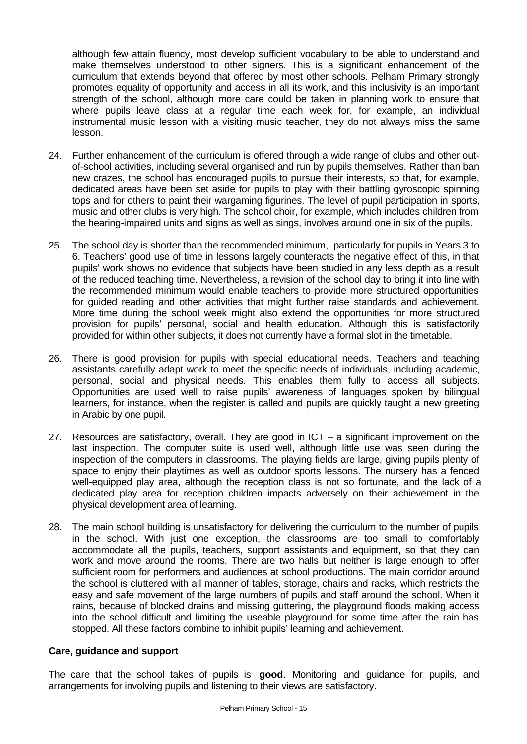although few attain fluency, most develop sufficient vocabulary to be able to understand and make themselves understood to other signers. This is a significant enhancement of the curriculum that extends beyond that offered by most other schools. Pelham Primary strongly promotes equality of opportunity and access in all its work, and this inclusivity is an important strength of the school, although more care could be taken in planning work to ensure that where pupils leave class at a regular time each week for, for example, an individual instrumental music lesson with a visiting music teacher, they do not always miss the same lesson.

24. Further enhancement of the curriculum is offered through a wide range of clubs and other out-of-school activities, including several organised and run by pupils themselves. Rather than ban new crazes, the school has encouraged pupils to pursue their interests, so that, for example, dedicated areas have been set aside for pupils to play with their battling gyroscopic spinning tops and for others to paint their wargaming figurines. The level of pupil participation in sports, music and other clubs is very high. The school choir, for example, which includes children from the hearing-impaired units and signs as well as sings, involves around one in six of the pupils.

25. The school day is shorter than the recommended minimum, particularly for pupils in Years 3 to 6. Teachers' good use of time in lessons largely counteracts the negative effect of this, in that pupils' work shows no evidence that subjects have been studied in any less depth as a result of the reduced teaching time. Nevertheless, a revision of the school day to bring it into line with the recommended minimum would enable teachers to provide more structured opportunities for guided reading and other activities that might further raise standards and achievement. More time during the school week might also extend the opportunities for more structured provision for pupils' personal, social and health education. Although this is satisfactorily provided for within other subjects, it does not currently have a formal slot in the timetable.

26. There is good provision for pupils with special educational needs. Teachers and teaching assistants carefully adapt work to meet the specific needs of individuals, including academic, personal, social and physical needs. This enables them fully to access all subjects. Opportunities are used well to raise pupils' awareness of languages spoken by bilingual learners, for instance, when the register is called and pupils are quickly taught a new greeting in Arabic by one pupil.

27. Resources are satisfactory, overall. They are good in ICT – a significant improvement on the last inspection. The computer suite is used well, although little use was seen during the inspection of the computers in classrooms. The playing fields are large, giving pupils plenty of space to enjoy their playtimes as well as outdoor sports lessons. The nursery has a fenced well-equipped play area, although the reception class is not so fortunate, and the lack of a dedicated play area for reception children impacts adversely on their achievement in the physical development area of learning.

28. The main school building is unsatisfactory for delivering the curriculum to the number of pupils in the school. With just one exception, the classrooms are too small to comfortably accommodate all the pupils, teachers, support assistants and equipment, so that they can work and move around the rooms. There are two halls but neither is large enough to offer sufficient room for performers and audiences at school productions. The main corridor around the school is cluttered with all manner of tables, storage, chairs and racks, which restricts the easy and safe movement of the large numbers of pupils and staff around the school. When it rains, because of blocked drains and missing guttering, the playground floods making access into the school difficult and limiting the useable playground for some time after the rain has stopped. All these factors combine to inhibit pupils' learning and achievement.

**Care, guidance and support**

The care that the school takes of pupils is **good**. Monitoring and guidance for pupils, and arrangements for involving pupils and listening to their views are satisfactory.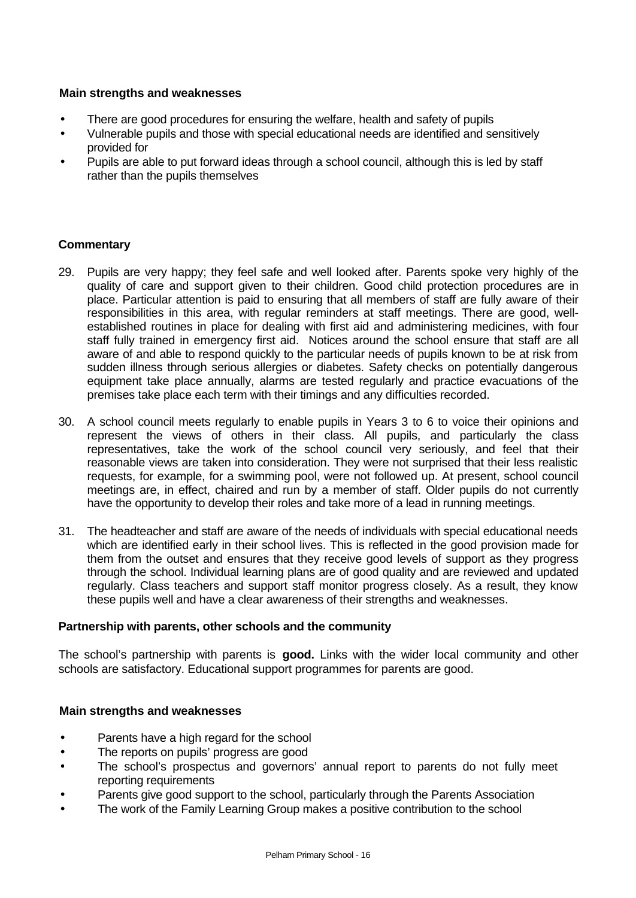### Main strengths and weaknesses

- There are good procedures for ensuring the welfare, health and safety of pupils
- Vulnerable pupils and those with special educational needs are identified and sensitively provided for
- Pupils are able to put forward ideas through a school council, although this is led by staff rather than the pupils themselves

### Commentary

29. Pupils are very happy; they feel safe and well looked after. Parents spoke very highly of the quality of care and support given to their children. Good child protection procedures are in place. Particular attention is paid to ensuring that all members of staff are fully aware of their responsibilities in this area, with regular reminders at staff meetings. There are good, well-established routines in place for dealing with first aid and administering medicines, with four staff fully trained in emergency first aid. Notices around the school ensure that staff are all aware of and able to respond quickly to the particular needs of pupils known to be at risk from sudden illness through serious allergies or diabetes. Safety checks on potentially dangerous equipment take place annually, alarms are tested regularly and practice evacuations of the premises take place each term with their timings and any difficulties recorded.

30. A school council meets regularly to enable pupils in Years 3 to 6 to voice their opinions and represent the views of others in their class. All pupils, and particularly the class representatives, take the work of the school council very seriously, and feel that their reasonable views are taken into consideration. They were not surprised that their less realistic requests, for example, for a swimming pool, were not followed up. At present, school council meetings are, in effect, chaired and run by a member of staff. Older pupils do not currently have the opportunity to develop their roles and take more of a lead in running meetings.

31. The headteacher and staff are aware of the needs of individuals with special educational needs which are identified early in their school lives. This is reflected in the good provision made for them from the outset and ensures that they receive good levels of support as they progress through the school. Individual learning plans are of good quality and are reviewed and updated regularly. Class teachers and support staff monitor progress closely. As a result, they know these pupils well and have a clear awareness of their strengths and weaknesses.

## Partnership with parents, other schools and the community

The school's partnership with parents is **good.** Links with the wider local community and other schools are satisfactory. Educational support programmes for parents are good.

### Main strengths and weaknesses

- Parents have a high regard for the school
- The reports on pupils' progress are good
- The school's prospectus and governors' annual report to parents do not fully meet reporting requirements
- Parents give good support to the school, particularly through the Parents Association
- The work of the Family Learning Group makes a positive contribution to the school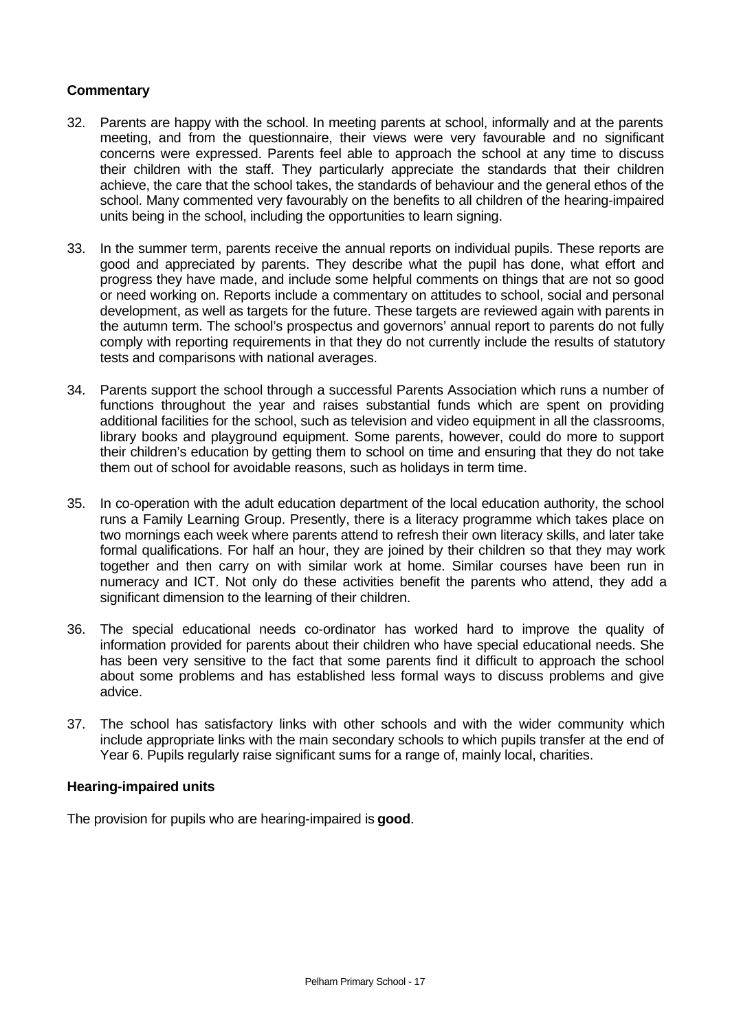**Commentary**

32. Parents are happy with the school. In meeting parents at school, informally and at the parents meeting, and from the questionnaire, their views were very favourable and no significant concerns were expressed. Parents feel able to approach the school at any time to discuss their children with the staff. They particularly appreciate the standards that their children achieve, the care that the school takes, the standards of behaviour and the general ethos of the school. Many commented very favourably on the benefits to all children of the hearing-impaired units being in the school, including the opportunities to learn signing.

33. In the summer term, parents receive the annual reports on individual pupils. These reports are good and appreciated by parents. They describe what the pupil has done, what effort and progress they have made, and include some helpful comments on things that are not so good or need working on. Reports include a commentary on attitudes to school, social and personal development, as well as targets for the future. These targets are reviewed again with parents in the autumn term. The school's prospectus and governors' annual report to parents do not fully comply with reporting requirements in that they do not currently include the results of statutory tests and comparisons with national averages.

34. Parents support the school through a successful Parents Association which runs a number of functions throughout the year and raises substantial funds which are spent on providing additional facilities for the school, such as television and video equipment in all the classrooms, library books and playground equipment. Some parents, however, could do more to support their children's education by getting them to school on time and ensuring that they do not take them out of school for avoidable reasons, such as holidays in term time.

35. In co-operation with the adult education department of the local education authority, the school runs a Family Learning Group. Presently, there is a literacy programme which takes place on two mornings each week where parents attend to refresh their own literacy skills, and later take formal qualifications. For half an hour, they are joined by their children so that they may work together and then carry on with similar work at home. Similar courses have been run in numeracy and ICT. Not only do these activities benefit the parents who attend, they add a significant dimension to the learning of their children.

36. The special educational needs co-ordinator has worked hard to improve the quality of information provided for parents about their children who have special educational needs. She has been very sensitive to the fact that some parents find it difficult to approach the school about some problems and has established less formal ways to discuss problems and give advice.

37. The school has satisfactory links with other schools and with the wider community which include appropriate links with the main secondary schools to which pupils transfer at the end of Year 6. Pupils regularly raise significant sums for a range of, mainly local, charities.

**Hearing-impaired units**

The provision for pupils who are hearing-impaired is **good**.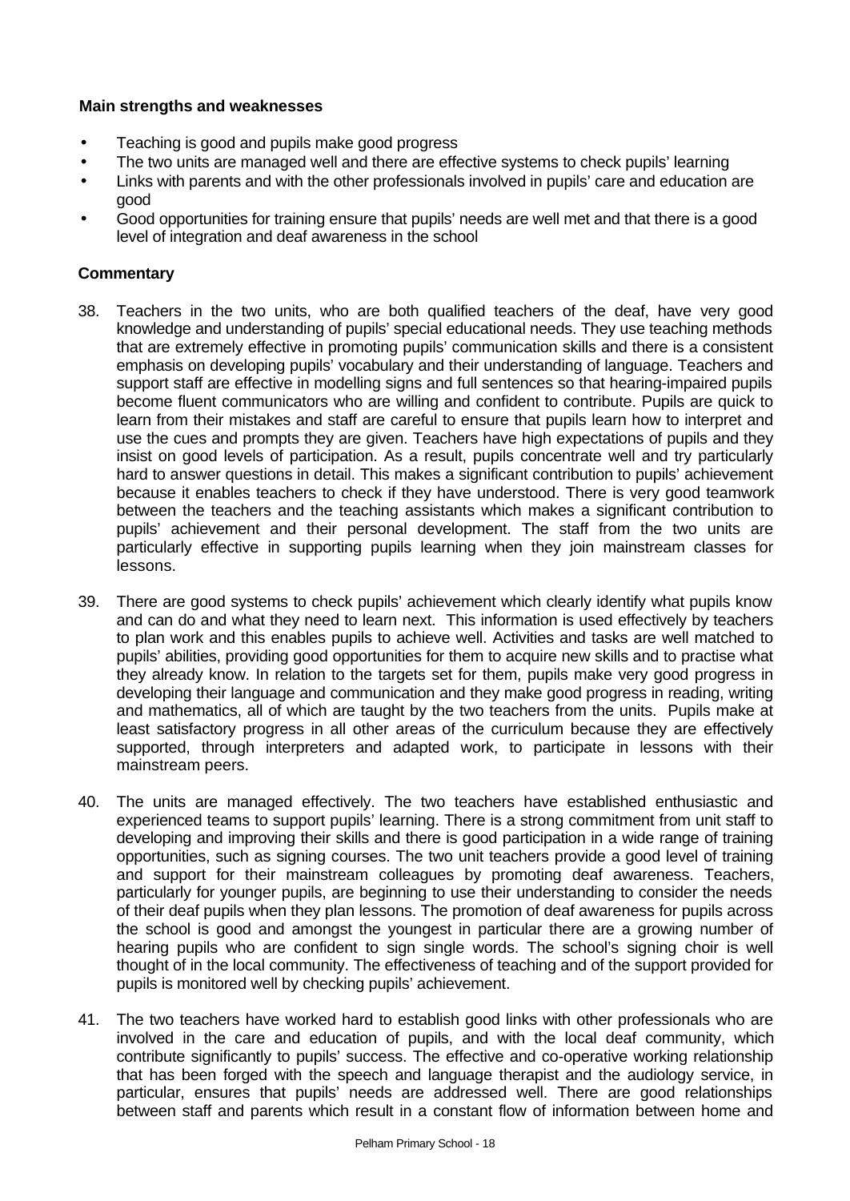**Main strengths and weaknesses**

- Teaching is good and pupils make good progress
- The two units are managed well and there are effective systems to check pupils' learning
- Links with parents and with the other professionals involved in pupils' care and education are good
- Good opportunities for training ensure that pupils' needs are well met and that there is a good level of integration and deaf awareness in the school

**Commentary**

38. Teachers in the two units, who are both qualified teachers of the deaf, have very good knowledge and understanding of pupils' special educational needs. They use teaching methods that are extremely effective in promoting pupils' communication skills and there is a consistent emphasis on developing pupils' vocabulary and their understanding of language. Teachers and support staff are effective in modelling signs and full sentences so that hearing-impaired pupils become fluent communicators who are willing and confident to contribute. Pupils are quick to learn from their mistakes and staff are careful to ensure that pupils learn how to interpret and use the cues and prompts they are given. Teachers have high expectations of pupils and they insist on good levels of participation. As a result, pupils concentrate well and try particularly hard to answer questions in detail. This makes a significant contribution to pupils' achievement because it enables teachers to check if they have understood. There is very good teamwork between the teachers and the teaching assistants which makes a significant contribution to pupils' achievement and their personal development. The staff from the two units are particularly effective in supporting pupils learning when they join mainstream classes for lessons.

39. There are good systems to check pupils' achievement which clearly identify what pupils know and can do and what they need to learn next. This information is used effectively by teachers to plan work and this enables pupils to achieve well. Activities and tasks are well matched to pupils' abilities, providing good opportunities for them to acquire new skills and to practise what they already know. In relation to the targets set for them, pupils make very good progress in developing their language and communication and they make good progress in reading, writing and mathematics, all of which are taught by the two teachers from the units. Pupils make at least satisfactory progress in all other areas of the curriculum because they are effectively supported, through interpreters and adapted work, to participate in lessons with their mainstream peers.

40. The units are managed effectively. The two teachers have established enthusiastic and experienced teams to support pupils' learning. There is a strong commitment from unit staff to developing and improving their skills and there is good participation in a wide range of training opportunities, such as signing courses. The two unit teachers provide a good level of training and support for their mainstream colleagues by promoting deaf awareness. Teachers, particularly for younger pupils, are beginning to use their understanding to consider the needs of their deaf pupils when they plan lessons. The promotion of deaf awareness for pupils across the school is good and amongst the youngest in particular there are a growing number of hearing pupils who are confident to sign single words. The school's signing choir is well thought of in the local community. The effectiveness of teaching and of the support provided for pupils is monitored well by checking pupils' achievement.

41. The two teachers have worked hard to establish good links with other professionals who are involved in the care and education of pupils, and with the local deaf community, which contribute significantly to pupils' success. The effective and co-operative working relationship that has been forged with the speech and language therapist and the audiology service, in particular, ensures that pupils' needs are addressed well. There are good relationships between staff and parents which result in a constant flow of information between home and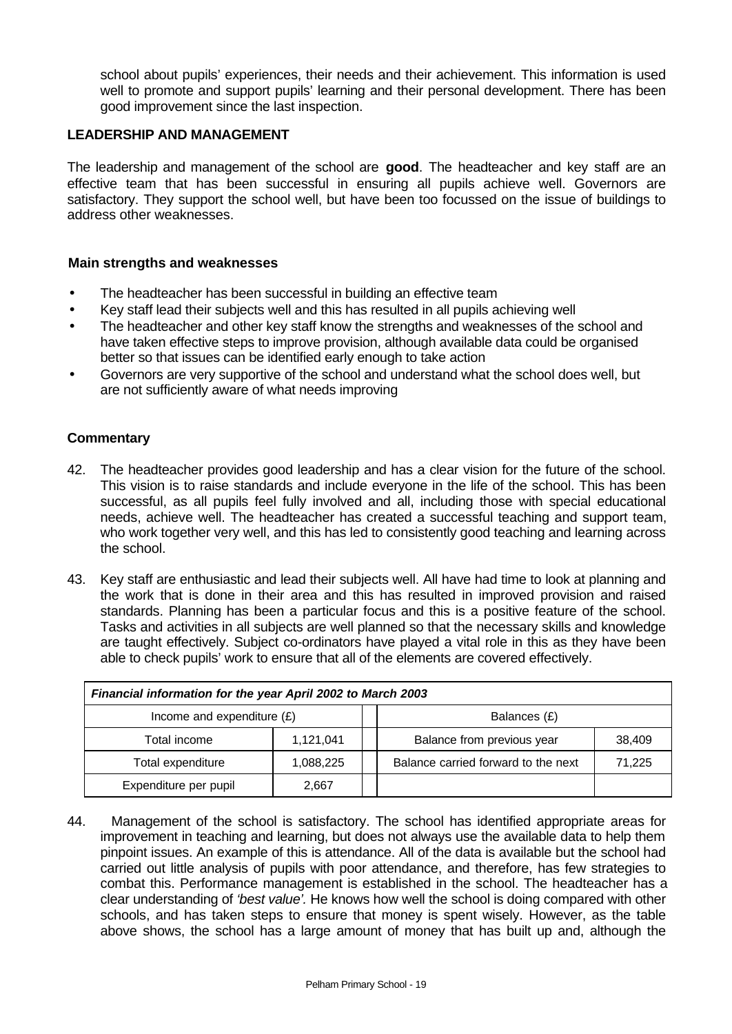school about pupils' experiences, their needs and their achievement. This information is used well to promote and support pupils' learning and their personal development. There has been good improvement since the last inspection.

### LEADERSHIP AND MANAGEMENT

The leadership and management of the school are **good**. The headteacher and key staff are an effective team that has been successful in ensuring all pupils achieve well. Governors are satisfactory. They support the school well, but have been too focussed on the issue of buildings to address other weaknesses.

#### Main strengths and weaknesses

- The headteacher has been successful in building an effective team
- Key staff lead their subjects well and this has resulted in all pupils achieving well
- The headteacher and other key staff know the strengths and weaknesses of the school and have taken effective steps to improve provision, although available data could be organised better so that issues can be identified early enough to take action
- Governors are very supportive of the school and understand what the school does well, but are not sufficiently aware of what needs improving

#### Commentary

42. The headteacher provides good leadership and has a clear vision for the future of the school. This vision is to raise standards and include everyone in the life of the school. This has been successful, as all pupils feel fully involved and all, including those with special educational needs, achieve well. The headteacher has created a successful teaching and support team, who work together very well, and this has led to consistently good teaching and learning across the school.

43. Key staff are enthusiastic and lead their subjects well. All have had time to look at planning and the work that is done in their area and this has resulted in improved provision and raised standards. Planning has been a particular focus and this is a positive feature of the school. Tasks and activities in all subjects are well planned so that the necessary skills and knowledge are taught effectively. Subject co-ordinators have played a vital role in this as they have been able to check pupils' work to ensure that all of the elements are covered effectively.

| *Financial information for the year April 2002 to March 2003* | | | | |
|---|---|---|---|---|
| Income and expenditure (£) | | | Balances (£) | |
| Total income | 1,121,041 | | Balance from previous year | 38,409 |
| Total expenditure | 1,088,225 | | Balance carried forward to the next | 71,225 |
| Expenditure per pupil | 2,667 | | | |

44. Management of the school is satisfactory. The school has identified appropriate areas for improvement in teaching and learning, but does not always use the available data to help them pinpoint issues. An example of this is attendance. All of the data is available but the school had carried out little analysis of pupils with poor attendance, and therefore, has few strategies to combat this. Performance management is established in the school. The headteacher has a clear understanding of *'best value'*. He knows how well the school is doing compared with other schools, and has taken steps to ensure that money is spent wisely. However, as the table above shows, the school has a large amount of money that has built up and, although the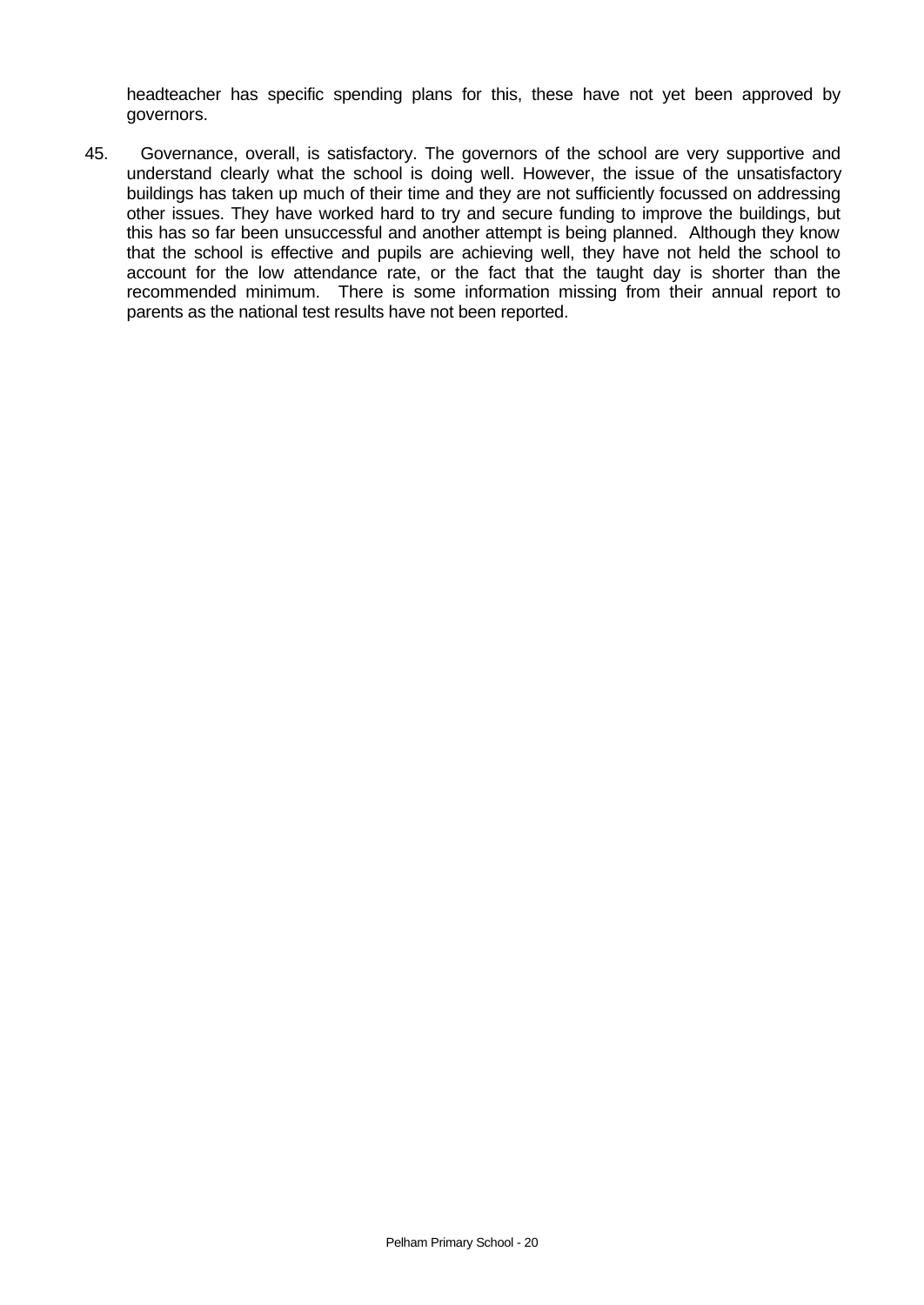headteacher has specific spending plans for this, these have not yet been approved by governors.

45. Governance, overall, is satisfactory. The governors of the school are very supportive and understand clearly what the school is doing well. However, the issue of the unsatisfactory buildings has taken up much of their time and they are not sufficiently focussed on addressing other issues. They have worked hard to try and secure funding to improve the buildings, but this has so far been unsuccessful and another attempt is being planned. Although they know that the school is effective and pupils are achieving well, they have not held the school to account for the low attendance rate, or the fact that the taught day is shorter than the recommended minimum. There is some information missing from their annual report to parents as the national test results have not been reported.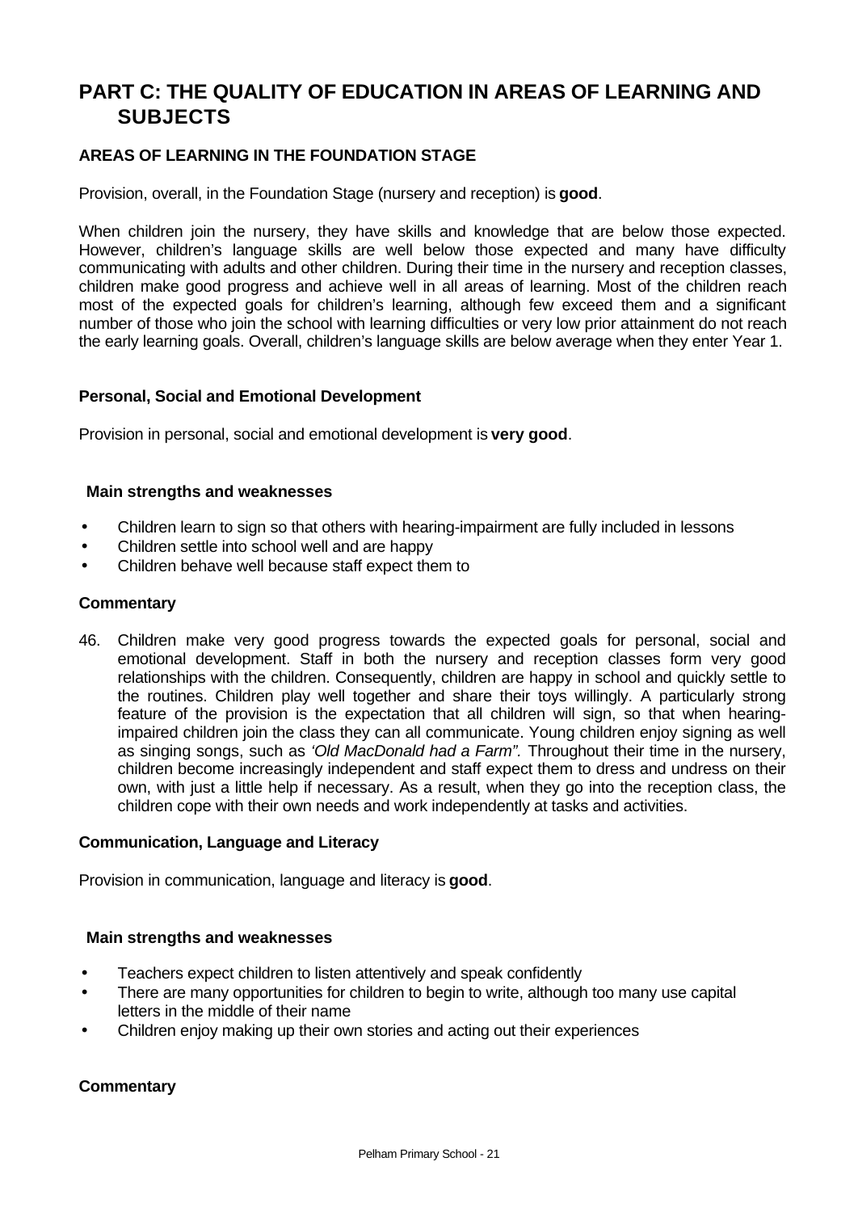# PART C: THE QUALITY OF EDUCATION IN AREAS OF LEARNING AND SUBJECTS

## AREAS OF LEARNING IN THE FOUNDATION STAGE

Provision, overall, in the Foundation Stage (nursery and reception) is **good**.

When children join the nursery, they have skills and knowledge that are below those expected. However, children's language skills are well below those expected and many have difficulty communicating with adults and other children. During their time in the nursery and reception classes, children make good progress and achieve well in all areas of learning. Most of the children reach most of the expected goals for children's learning, although few exceed them and a significant number of those who join the school with learning difficulties or very low prior attainment do not reach the early learning goals. Overall, children's language skills are below average when they enter Year 1.

### Personal, Social and Emotional Development

Provision in personal, social and emotional development is **very good**.

#### Main strengths and weaknesses

- Children learn to sign so that others with hearing-impairment are fully included in lessons
- Children settle into school well and are happy
- Children behave well because staff expect them to

#### Commentary

46. Children make very good progress towards the expected goals for personal, social and emotional development. Staff in both the nursery and reception classes form very good relationships with the children. Consequently, children are happy in school and quickly settle to the routines. Children play well together and share their toys willingly. A particularly strong feature of the provision is the expectation that all children will sign, so that when hearing-impaired children join the class they can all communicate. Young children enjoy signing as well as singing songs, such as *'Old MacDonald had a Farm".* Throughout their time in the nursery, children become increasingly independent and staff expect them to dress and undress on their own, with just a little help if necessary. As a result, when they go into the reception class, the children cope with their own needs and work independently at tasks and activities.

### Communication, Language and Literacy

Provision in communication, language and literacy is **good**.

#### Main strengths and weaknesses

- Teachers expect children to listen attentively and speak confidently
- There are many opportunities for children to begin to write, although too many use capital letters in the middle of their name
- Children enjoy making up their own stories and acting out their experiences

#### Commentary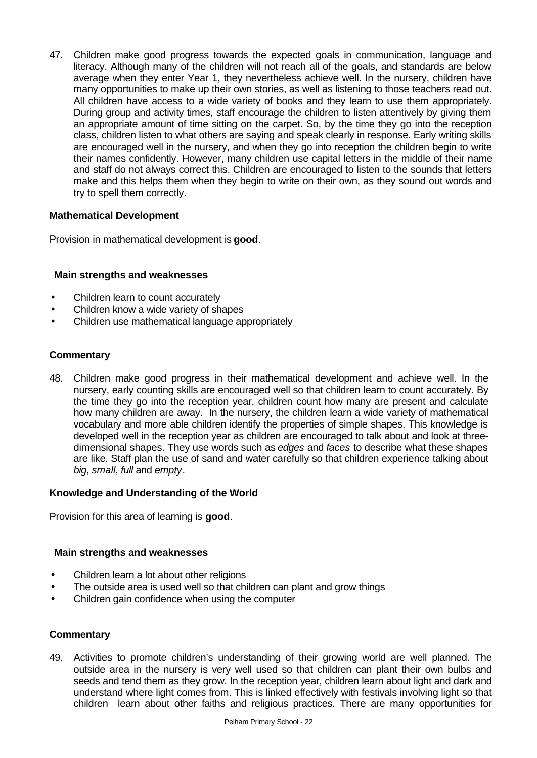47. Children make good progress towards the expected goals in communication, language and literacy. Although many of the children will not reach all of the goals, and standards are below average when they enter Year 1, they nevertheless achieve well. In the nursery, children have many opportunities to make up their own stories, as well as listening to those teachers read out. All children have access to a wide variety of books and they learn to use them appropriately. During group and activity times, staff encourage the children to listen attentively by giving them an appropriate amount of time sitting on the carpet. So, by the time they go into the reception class, children listen to what others are saying and speak clearly in response. Early writing skills are encouraged well in the nursery, and when they go into reception the children begin to write their names confidently. However, many children use capital letters in the middle of their name and staff do not always correct this. Children are encouraged to listen to the sounds that letters make and this helps them when they begin to write on their own, as they sound out words and try to spell them correctly.

### Mathematical Development

Provision in mathematical development is **good**.

#### Main strengths and weaknesses

- Children learn to count accurately
- Children know a wide variety of shapes
- Children use mathematical language appropriately

#### Commentary

48. Children make good progress in their mathematical development and achieve well. In the nursery, early counting skills are encouraged well so that children learn to count accurately. By the time they go into the reception year, children count how many are present and calculate how many children are away. In the nursery, the children learn a wide variety of mathematical vocabulary and more able children identify the properties of simple shapes. This knowledge is developed well in the reception year as children are encouraged to talk about and look at three-dimensional shapes. They use words such as *edges* and *faces* to describe what these shapes are like. Staff plan the use of sand and water carefully so that children experience talking about *big*, *small*, *full* and *empty*.

### Knowledge and Understanding of the World

Provision for this area of learning is **good**.

#### Main strengths and weaknesses

- Children learn a lot about other religions
- The outside area is used well so that children can plant and grow things
- Children gain confidence when using the computer

#### Commentary

49. Activities to promote children's understanding of their growing world are well planned. The outside area in the nursery is very well used so that children can plant their own bulbs and seeds and tend them as they grow. In the reception year, children learn about light and dark and understand where light comes from. This is linked effectively with festivals involving light so that children learn about other faiths and religious practices. There are many opportunities for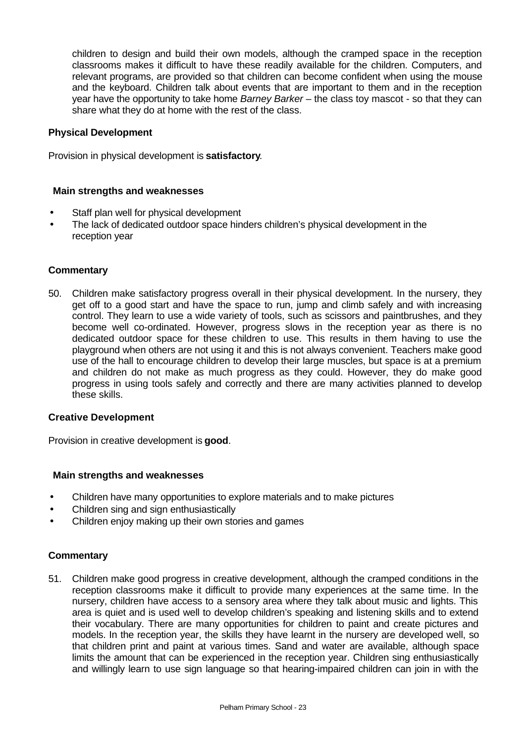children to design and build their own models, although the cramped space in the reception classrooms makes it difficult to have these readily available for the children. Computers, and relevant programs, are provided so that children can become confident when using the mouse and the keyboard. Children talk about events that are important to them and in the reception year have the opportunity to take home *Barney Barker* – the class toy mascot - so that they can share what they do at home with the rest of the class.

### Physical Development

Provision in physical development is **satisfactory**.

#### Main strengths and weaknesses

- Staff plan well for physical development
- The lack of dedicated outdoor space hinders children's physical development in the reception year

#### Commentary

50. Children make satisfactory progress overall in their physical development. In the nursery, they get off to a good start and have the space to run, jump and climb safely and with increasing control. They learn to use a wide variety of tools, such as scissors and paintbrushes, and they become well co-ordinated. However, progress slows in the reception year as there is no dedicated outdoor space for these children to use. This results in them having to use the playground when others are not using it and this is not always convenient. Teachers make good use of the hall to encourage children to develop their large muscles, but space is at a premium and children do not make as much progress as they could. However, they do make good progress in using tools safely and correctly and there are many activities planned to develop these skills.

### Creative Development

Provision in creative development is **good**.

#### Main strengths and weaknesses

- Children have many opportunities to explore materials and to make pictures
- Children sing and sign enthusiastically
- Children enjoy making up their own stories and games

#### Commentary

51. Children make good progress in creative development, although the cramped conditions in the reception classrooms make it difficult to provide many experiences at the same time. In the nursery, children have access to a sensory area where they talk about music and lights. This area is quiet and is used well to develop children's speaking and listening skills and to extend their vocabulary. There are many opportunities for children to paint and create pictures and models. In the reception year, the skills they have learnt in the nursery are developed well, so that children print and paint at various times. Sand and water are available, although space limits the amount that can be experienced in the reception year. Children sing enthusiastically and willingly learn to use sign language so that hearing-impaired children can join in with the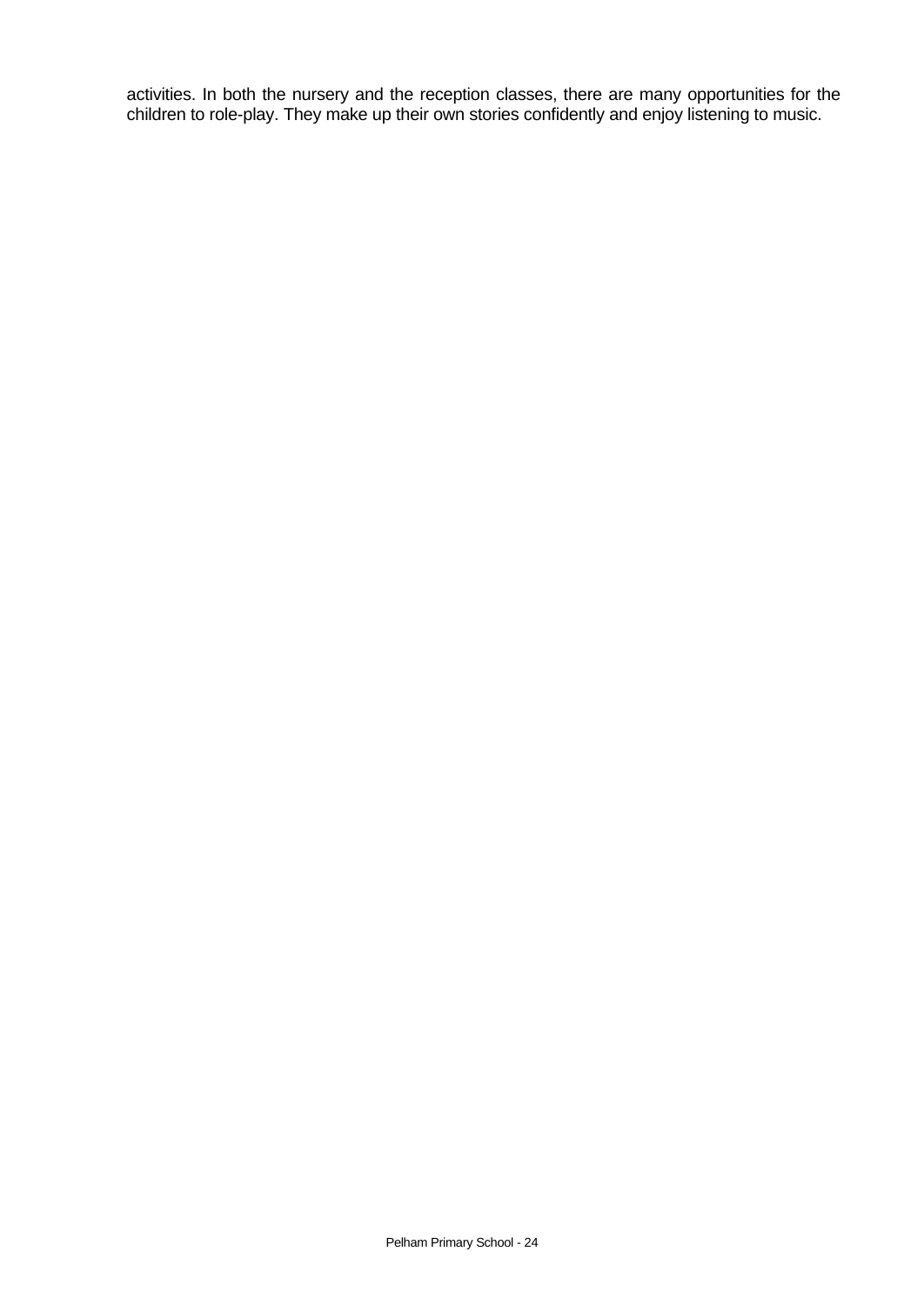activities. In both the nursery and the reception classes, there are many opportunities for the children to role-play. They make up their own stories confidently and enjoy listening to music.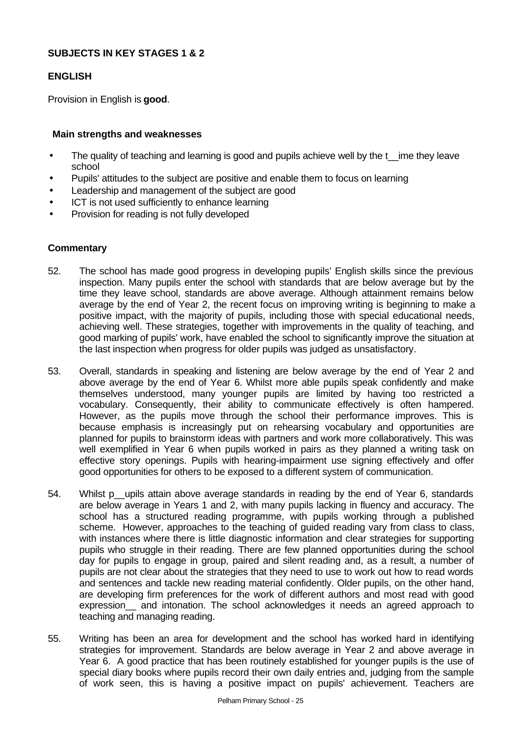## SUBJECTS IN KEY STAGES 1 & 2

### ENGLISH

Provision in English is **good**.

#### Main strengths and weaknesses

- The quality of teaching and learning is good and pupils achieve well by the time they leave school
- Pupils' attitudes to the subject are positive and enable them to focus on learning
- Leadership and management of the subject are good
- ICT is not used sufficiently to enhance learning
- Provision for reading is not fully developed

#### Commentary

52. The school has made good progress in developing pupils' English skills since the previous inspection. Many pupils enter the school with standards that are below average but by the time they leave school, standards are above average. Although attainment remains below average by the end of Year 2, the recent focus on improving writing is beginning to make a positive impact, with the majority of pupils, including those with special educational needs, achieving well. These strategies, together with improvements in the quality of teaching, and good marking of pupils' work, have enabled the school to significantly improve the situation at the last inspection when progress for older pupils was judged as unsatisfactory.

53. Overall, standards in speaking and listening are below average by the end of Year 2 and above average by the end of Year 6. Whilst more able pupils speak confidently and make themselves understood, many younger pupils are limited by having too restricted a vocabulary. Consequently, their ability to communicate effectively is often hampered. However, as the pupils move through the school their performance improves. This is because emphasis is increasingly put on rehearsing vocabulary and opportunities are planned for pupils to brainstorm ideas with partners and work more collaboratively. This was well exemplified in Year 6 when pupils worked in pairs as they planned a writing task on effective story openings. Pupils with hearing-impairment use signing effectively and offer good opportunities for others to be exposed to a different system of communication.

54. Whilst pupils attain above average standards in reading by the end of Year 6, standards are below average in Years 1 and 2, with many pupils lacking in fluency and accuracy. The school has a structured reading programme, with pupils working through a published scheme. However, approaches to the teaching of guided reading vary from class to class, with instances where there is little diagnostic information and clear strategies for supporting pupils who struggle in their reading. There are few planned opportunities during the school day for pupils to engage in group, paired and silent reading and, as a result, a number of pupils are not clear about the strategies that they need to use to work out how to read words and sentences and tackle new reading material confidently. Older pupils, on the other hand, are developing firm preferences for the work of different authors and most read with good expression and intonation. The school acknowledges it needs an agreed approach to teaching and managing reading.

55. Writing has been an area for development and the school has worked hard in identifying strategies for improvement. Standards are below average in Year 2 and above average in Year 6. A good practice that has been routinely established for younger pupils is the use of special diary books where pupils record their own daily entries and, judging from the sample of work seen, this is having a positive impact on pupils' achievement. Teachers are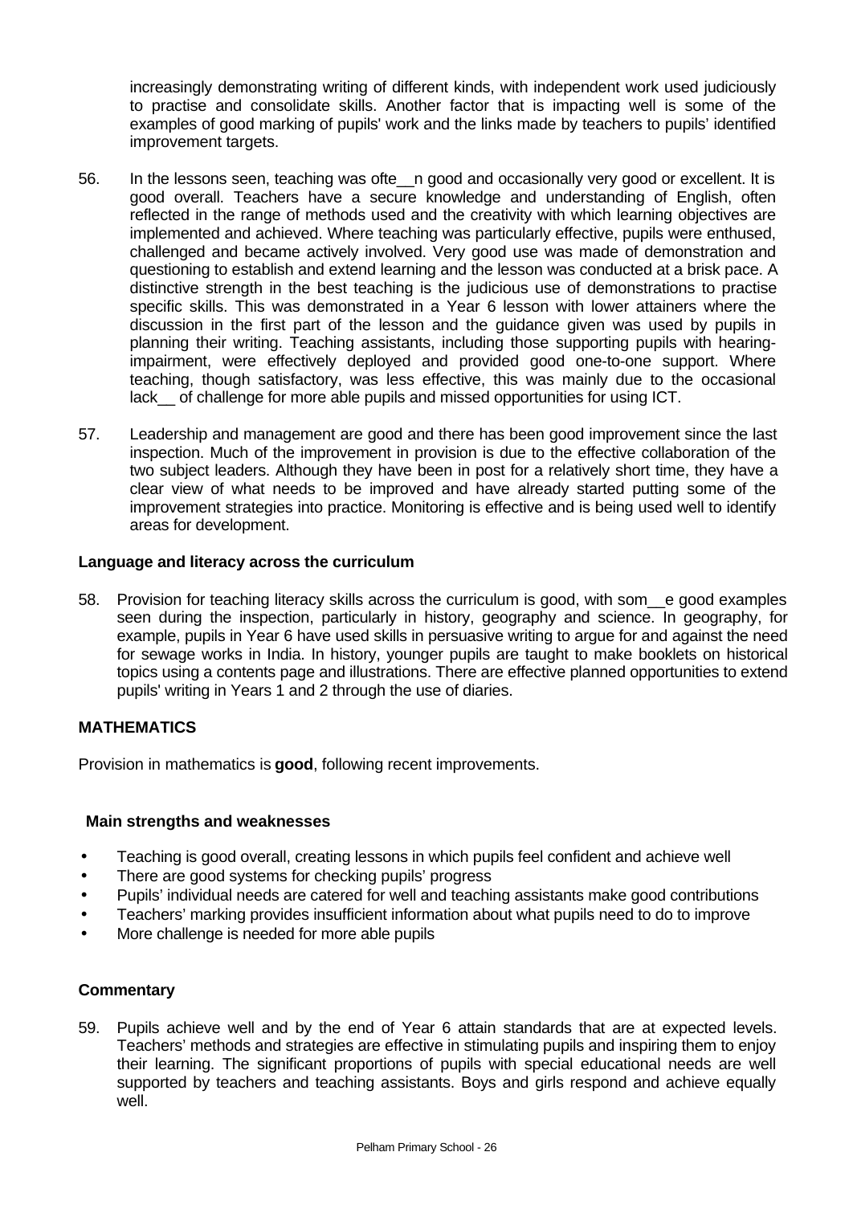increasingly demonstrating writing of different kinds, with independent work used judiciously to practise and consolidate skills. Another factor that is impacting well is some of the examples of good marking of pupils' work and the links made by teachers to pupils' identified improvement targets.

56. In the lessons seen, teaching was often good and occasionally very good or excellent. It is good overall. Teachers have a secure knowledge and understanding of English, often reflected in the range of methods used and the creativity with which learning objectives are implemented and achieved. Where teaching was particularly effective, pupils were enthused, challenged and became actively involved. Very good use was made of demonstration and questioning to establish and extend learning and the lesson was conducted at a brisk pace. A distinctive strength in the best teaching is the judicious use of demonstrations to practise specific skills. This was demonstrated in a Year 6 lesson with lower attainers where the discussion in the first part of the lesson and the guidance given was used by pupils in planning their writing. Teaching assistants, including those supporting pupils with hearing-impairment, were effectively deployed and provided good one-to-one support. Where teaching, though satisfactory, was less effective, this was mainly due to the occasional lack of challenge for more able pupils and missed opportunities for using ICT.

57. Leadership and management are good and there has been good improvement since the last inspection. Much of the improvement in provision is due to the effective collaboration of the two subject leaders. Although they have been in post for a relatively short time, they have a clear view of what needs to be improved and have already started putting some of the improvement strategies into practice. Monitoring is effective and is being used well to identify areas for development.

**Language and literacy across the curriculum**

58. Provision for teaching literacy skills across the curriculum is good, with some good examples seen during the inspection, particularly in history, geography and science. In geography, for example, pupils in Year 6 have used skills in persuasive writing to argue for and against the need for sewage works in India. In history, younger pupils are taught to make booklets on historical topics using a contents page and illustrations. There are effective planned opportunities to extend pupils' writing in Years 1 and 2 through the use of diaries.

## MATHEMATICS

Provision in mathematics is **good**, following recent improvements.

### Main strengths and weaknesses

- Teaching is good overall, creating lessons in which pupils feel confident and achieve well
- There are good systems for checking pupils' progress
- Pupils' individual needs are catered for well and teaching assistants make good contributions
- Teachers' marking provides insufficient information about what pupils need to do to improve
- More challenge is needed for more able pupils

### Commentary

59. Pupils achieve well and by the end of Year 6 attain standards that are at expected levels. Teachers' methods and strategies are effective in stimulating pupils and inspiring them to enjoy their learning. The significant proportions of pupils with special educational needs are well supported by teachers and teaching assistants. Boys and girls respond and achieve equally well.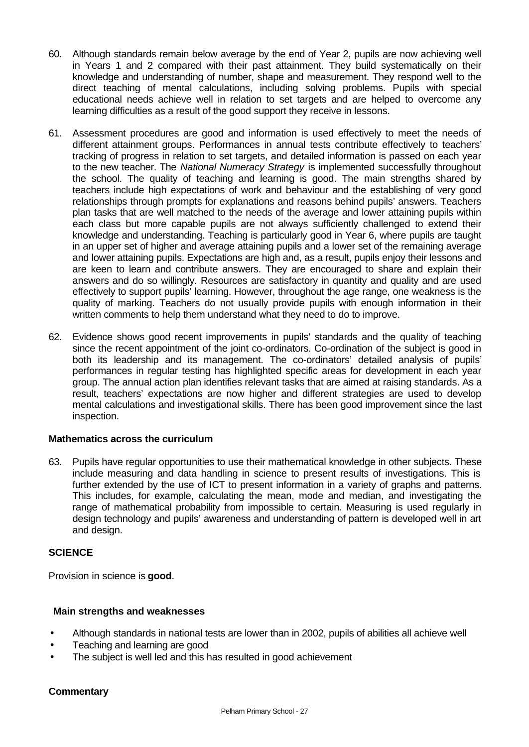60. Although standards remain below average by the end of Year 2, pupils are now achieving well in Years 1 and 2 compared with their past attainment. They build systematically on their knowledge and understanding of number, shape and measurement. They respond well to the direct teaching of mental calculations, including solving problems. Pupils with special educational needs achieve well in relation to set targets and are helped to overcome any learning difficulties as a result of the good support they receive in lessons.

61. Assessment procedures are good and information is used effectively to meet the needs of different attainment groups. Performances in annual tests contribute effectively to teachers' tracking of progress in relation to set targets, and detailed information is passed on each year to the new teacher. The *National Numeracy Strategy* is implemented successfully throughout the school. The quality of teaching and learning is good. The main strengths shared by teachers include high expectations of work and behaviour and the establishing of very good relationships through prompts for explanations and reasons behind pupils' answers. Teachers plan tasks that are well matched to the needs of the average and lower attaining pupils within each class but more capable pupils are not always sufficiently challenged to extend their knowledge and understanding. Teaching is particularly good in Year 6, where pupils are taught in an upper set of higher and average attaining pupils and a lower set of the remaining average and lower attaining pupils. Expectations are high and, as a result, pupils enjoy their lessons and are keen to learn and contribute answers. They are encouraged to share and explain their answers and do so willingly. Resources are satisfactory in quantity and quality and are used effectively to support pupils' learning. However, throughout the age range, one weakness is the quality of marking. Teachers do not usually provide pupils with enough information in their written comments to help them understand what they need to do to improve.

62. Evidence shows good recent improvements in pupils' standards and the quality of teaching since the recent appointment of the joint co-ordinators. Co-ordination of the subject is good in both its leadership and its management. The co-ordinators' detailed analysis of pupils' performances in regular testing has highlighted specific areas for development in each year group. The annual action plan identifies relevant tasks that are aimed at raising standards. As a result, teachers' expectations are now higher and different strategies are used to develop mental calculations and investigational skills. There has been good improvement since the last inspection.

### Mathematics across the curriculum

63. Pupils have regular opportunities to use their mathematical knowledge in other subjects. These include measuring and data handling in science to present results of investigations. This is further extended by the use of ICT to present information in a variety of graphs and patterns. This includes, for example, calculating the mean, mode and median, and investigating the range of mathematical probability from impossible to certain. Measuring is used regularly in design technology and pupils' awareness and understanding of pattern is developed well in art and design.

## SCIENCE

Provision in science is **good**.

### Main strengths and weaknesses

- Although standards in national tests are lower than in 2002, pupils of abilities all achieve well
- Teaching and learning are good
- The subject is well led and this has resulted in good achievement

### Commentary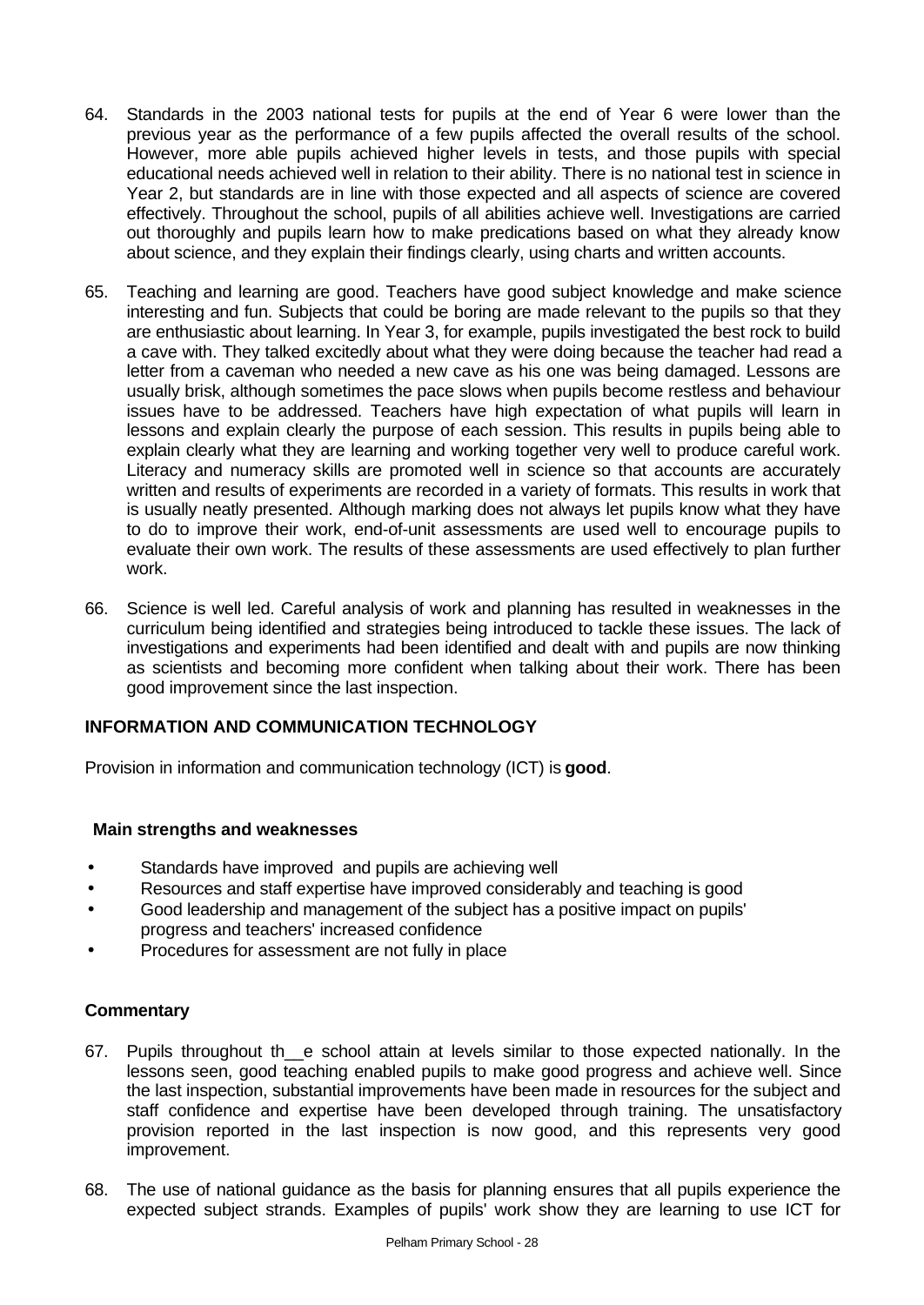64. Standards in the 2003 national tests for pupils at the end of Year 6 were lower than the previous year as the performance of a few pupils affected the overall results of the school. However, more able pupils achieved higher levels in tests, and those pupils with special educational needs achieved well in relation to their ability. There is no national test in science in Year 2, but standards are in line with those expected and all aspects of science are covered effectively. Throughout the school, pupils of all abilities achieve well. Investigations are carried out thoroughly and pupils learn how to make predications based on what they already know about science, and they explain their findings clearly, using charts and written accounts.

65. Teaching and learning are good. Teachers have good subject knowledge and make science interesting and fun. Subjects that could be boring are made relevant to the pupils so that they are enthusiastic about learning. In Year 3, for example, pupils investigated the best rock to build a cave with. They talked excitedly about what they were doing because the teacher had read a letter from a caveman who needed a new cave as his one was being damaged. Lessons are usually brisk, although sometimes the pace slows when pupils become restless and behaviour issues have to be addressed. Teachers have high expectation of what pupils will learn in lessons and explain clearly the purpose of each session. This results in pupils being able to explain clearly what they are learning and working together very well to produce careful work. Literacy and numeracy skills are promoted well in science so that accounts are accurately written and results of experiments are recorded in a variety of formats. This results in work that is usually neatly presented. Although marking does not always let pupils know what they have to do to improve their work, end-of-unit assessments are used well to encourage pupils to evaluate their own work. The results of these assessments are used effectively to plan further work.

66. Science is well led. Careful analysis of work and planning has resulted in weaknesses in the curriculum being identified and strategies being introduced to tackle these issues. The lack of investigations and experiments had been identified and dealt with and pupils are now thinking as scientists and becoming more confident when talking about their work. There has been good improvement since the last inspection.

## INFORMATION AND COMMUNICATION TECHNOLOGY

Provision in information and communication technology (ICT) is **good**.

### Main strengths and weaknesses

- Standards have improved and pupils are achieving well
- Resources and staff expertise have improved considerably and teaching is good
- Good leadership and management of the subject has a positive impact on pupils' progress and teachers' increased confidence
- Procedures for assessment are not fully in place

### Commentary

67. Pupils throughout the school attain at levels similar to those expected nationally. In the lessons seen, good teaching enabled pupils to make good progress and achieve well. Since the last inspection, substantial improvements have been made in resources for the subject and staff confidence and expertise have been developed through training. The unsatisfactory provision reported in the last inspection is now good, and this represents very good improvement.

68. The use of national guidance as the basis for planning ensures that all pupils experience the expected subject strands. Examples of pupils' work show they are learning to use ICT for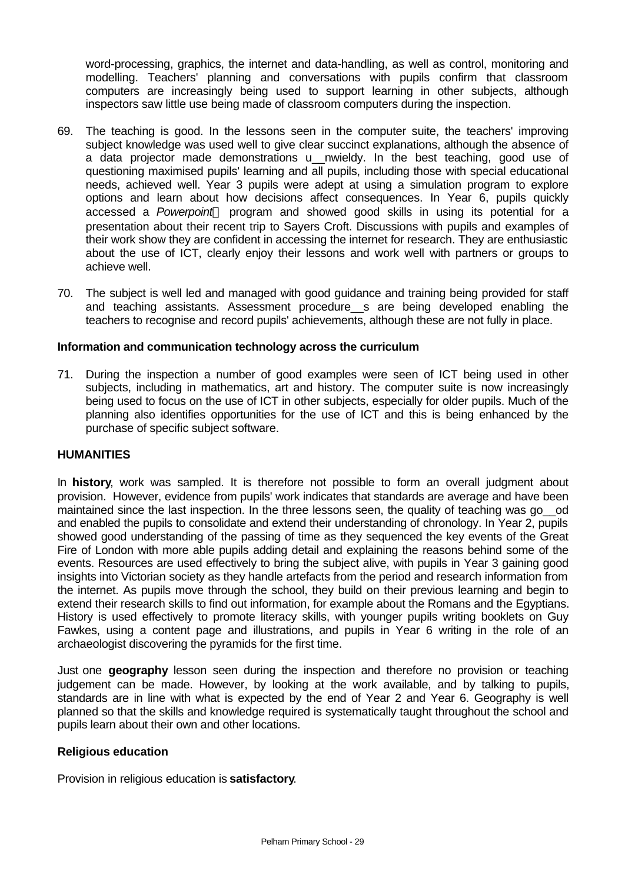word-processing, graphics, the internet and data-handling, as well as control, monitoring and modelling. Teachers' planning and conversations with pupils confirm that classroom computers are increasingly being used to support learning in other subjects, although inspectors saw little use being made of classroom computers during the inspection.

69. The teaching is good. In the lessons seen in the computer suite, the teachers' improving subject knowledge was used well to give clear succinct explanations, although the absence of a data projector made demonstrations unwieldy. In the best teaching, good use of questioning maximised pupils' learning and all pupils, including those with special educational needs, achieved well. Year 3 pupils were adept at using a simulation program to explore options and learn about how decisions affect consequences. In Year 6, pupils quickly accessed a *Powerpoint*® program and showed good skills in using its potential for a presentation about their recent trip to Sayers Croft. Discussions with pupils and examples of their work show they are confident in accessing the internet for research. They are enthusiastic about the use of ICT, clearly enjoy their lessons and work well with partners or groups to achieve well.

70. The subject is well led and managed with good guidance and training being provided for staff and teaching assistants. Assessment procedures are being developed enabling the teachers to recognise and record pupils' achievements, although these are not fully in place.

**Information and communication technology across the curriculum**

71. During the inspection a number of good examples were seen of ICT being used in other subjects, including in mathematics, art and history. The computer suite is now increasingly being used to focus on the use of ICT in other subjects, especially for older pupils. Much of the planning also identifies opportunities for the use of ICT and this is being enhanced by the purchase of specific subject software.

## HUMANITIES

In **history**, work was sampled. It is therefore not possible to form an overall judgment about provision. However, evidence from pupils' work indicates that standards are average and have been maintained since the last inspection. In the three lessons seen, the quality of teaching was good and enabled the pupils to consolidate and extend their understanding of chronology. In Year 2, pupils showed good understanding of the passing of time as they sequenced the key events of the Great Fire of London with more able pupils adding detail and explaining the reasons behind some of the events. Resources are used effectively to bring the subject alive, with pupils in Year 3 gaining good insights into Victorian society as they handle artefacts from the period and research information from the internet. As pupils move through the school, they build on their previous learning and begin to extend their research skills to find out information, for example about the Romans and the Egyptians. History is used effectively to promote literacy skills, with younger pupils writing booklets on Guy Fawkes, using a content page and illustrations, and pupils in Year 6 writing in the role of an archaeologist discovering the pyramids for the first time.

Just one **geography** lesson seen during the inspection and therefore no provision or teaching judgement can be made. However, by looking at the work available, and by talking to pupils, standards are in line with what is expected by the end of Year 2 and Year 6. Geography is well planned so that the skills and knowledge required is systematically taught throughout the school and pupils learn about their own and other locations.

**Religious education**

Provision in religious education is **satisfactory**.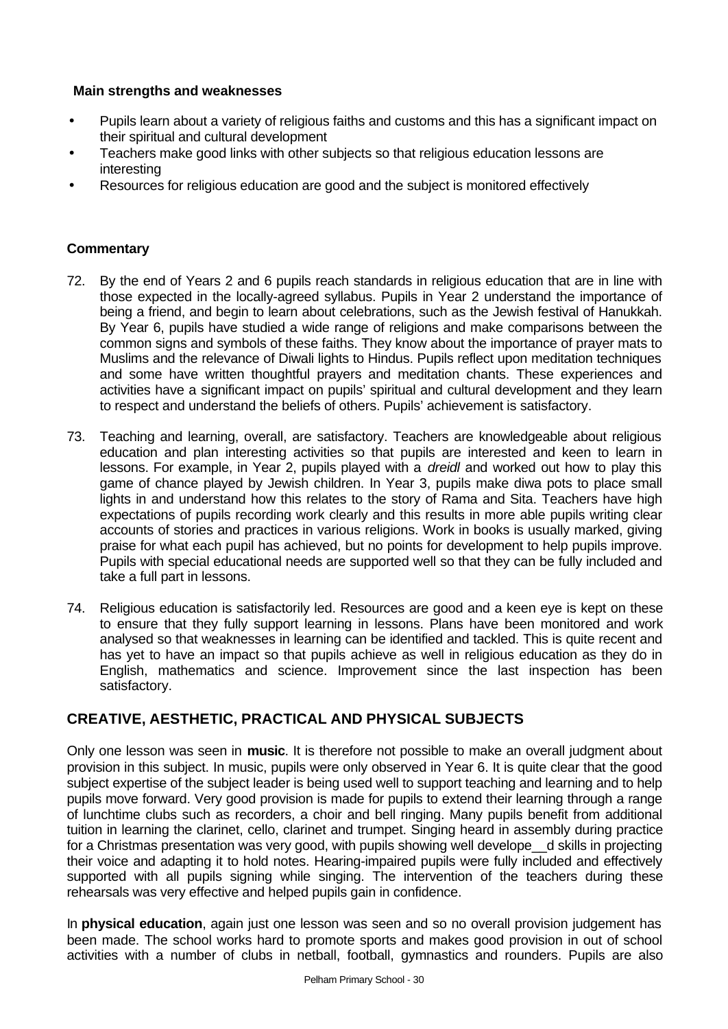**Main strengths and weaknesses**

- Pupils learn about a variety of religious faiths and customs and this has a significant impact on their spiritual and cultural development
- Teachers make good links with other subjects so that religious education lessons are interesting
- Resources for religious education are good and the subject is monitored effectively

**Commentary**

72. By the end of Years 2 and 6 pupils reach standards in religious education that are in line with those expected in the locally-agreed syllabus. Pupils in Year 2 understand the importance of being a friend, and begin to learn about celebrations, such as the Jewish festival of Hanukkah. By Year 6, pupils have studied a wide range of religions and make comparisons between the common signs and symbols of these faiths. They know about the importance of prayer mats to Muslims and the relevance of Diwali lights to Hindus. Pupils reflect upon meditation techniques and some have written thoughtful prayers and meditation chants. These experiences and activities have a significant impact on pupils' spiritual and cultural development and they learn to respect and understand the beliefs of others. Pupils' achievement is satisfactory.

73. Teaching and learning, overall, are satisfactory. Teachers are knowledgeable about religious education and plan interesting activities so that pupils are interested and keen to learn in lessons. For example, in Year 2, pupils played with a *dreidl* and worked out how to play this game of chance played by Jewish children. In Year 3, pupils make diwa pots to place small lights in and understand how this relates to the story of Rama and Sita. Teachers have high expectations of pupils recording work clearly and this results in more able pupils writing clear accounts of stories and practices in various religions. Work in books is usually marked, giving praise for what each pupil has achieved, but no points for development to help pupils improve. Pupils with special educational needs are supported well so that they can be fully included and take a full part in lessons.

74. Religious education is satisfactorily led. Resources are good and a keen eye is kept on these to ensure that they fully support learning in lessons. Plans have been monitored and work analysed so that weaknesses in learning can be identified and tackled. This is quite recent and has yet to have an impact so that pupils achieve as well in religious education as they do in English, mathematics and science. Improvement since the last inspection has been satisfactory.

## CREATIVE, AESTHETIC, PRACTICAL AND PHYSICAL SUBJECTS

Only one lesson was seen in **music**. It is therefore not possible to make an overall judgment about provision in this subject. In music, pupils were only observed in Year 6. It is quite clear that the good subject expertise of the subject leader is being used well to support teaching and learning and to help pupils move forward. Very good provision is made for pupils to extend their learning through a range of lunchtime clubs such as recorders, a choir and bell ringing. Many pupils benefit from additional tuition in learning the clarinet, cello, clarinet and trumpet. Singing heard in assembly during practice for a Christmas presentation was very good, with pupils showing well develope__d skills in projecting their voice and adapting it to hold notes. Hearing-impaired pupils were fully included and effectively supported with all pupils signing while singing. The intervention of the teachers during these rehearsals was very effective and helped pupils gain in confidence.

In **physical education**, again just one lesson was seen and so no overall provision judgement has been made. The school works hard to promote sports and makes good provision in out of school activities with a number of clubs in netball, football, gymnastics and rounders. Pupils are also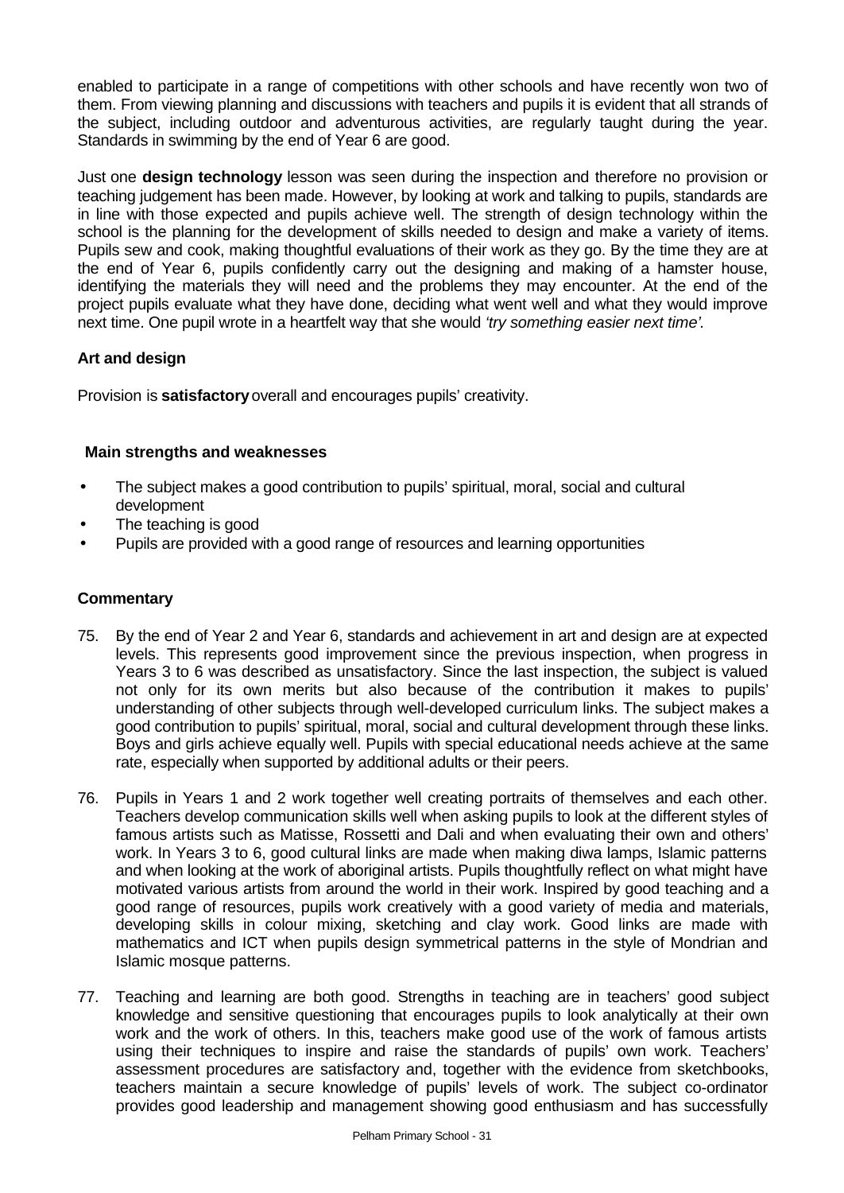enabled to participate in a range of competitions with other schools and have recently won two of them. From viewing planning and discussions with teachers and pupils it is evident that all strands of the subject, including outdoor and adventurous activities, are regularly taught during the year. Standards in swimming by the end of Year 6 are good.

Just one **design technology** lesson was seen during the inspection and therefore no provision or teaching judgement has been made. However, by looking at work and talking to pupils, standards are in line with those expected and pupils achieve well. The strength of design technology within the school is the planning for the development of skills needed to design and make a variety of items. Pupils sew and cook, making thoughtful evaluations of their work as they go. By the time they are at the end of Year 6, pupils confidently carry out the designing and making of a hamster house, identifying the materials they will need and the problems they may encounter. At the end of the project pupils evaluate what they have done, deciding what went well and what they would improve next time. One pupil wrote in a heartfelt way that she would *'try something easier next time'*.

### Art and design

Provision is **satisfactory** overall and encourages pupils' creativity.

#### Main strengths and weaknesses

- The subject makes a good contribution to pupils' spiritual, moral, social and cultural development
- The teaching is good
- Pupils are provided with a good range of resources and learning opportunities

#### Commentary

75. By the end of Year 2 and Year 6, standards and achievement in art and design are at expected levels. This represents good improvement since the previous inspection, when progress in Years 3 to 6 was described as unsatisfactory. Since the last inspection, the subject is valued not only for its own merits but also because of the contribution it makes to pupils' understanding of other subjects through well-developed curriculum links. The subject makes a good contribution to pupils' spiritual, moral, social and cultural development through these links. Boys and girls achieve equally well. Pupils with special educational needs achieve at the same rate, especially when supported by additional adults or their peers.

76. Pupils in Years 1 and 2 work together well creating portraits of themselves and each other. Teachers develop communication skills well when asking pupils to look at the different styles of famous artists such as Matisse, Rossetti and Dali and when evaluating their own and others' work. In Years 3 to 6, good cultural links are made when making diwa lamps, Islamic patterns and when looking at the work of aboriginal artists. Pupils thoughtfully reflect on what might have motivated various artists from around the world in their work. Inspired by good teaching and a good range of resources, pupils work creatively with a good variety of media and materials, developing skills in colour mixing, sketching and clay work. Good links are made with mathematics and ICT when pupils design symmetrical patterns in the style of Mondrian and Islamic mosque patterns.

77. Teaching and learning are both good. Strengths in teaching are in teachers' good subject knowledge and sensitive questioning that encourages pupils to look analytically at their own work and the work of others. In this, teachers make good use of the work of famous artists using their techniques to inspire and raise the standards of pupils' own work. Teachers' assessment procedures are satisfactory and, together with the evidence from sketchbooks, teachers maintain a secure knowledge of pupils' levels of work. The subject co-ordinator provides good leadership and management showing good enthusiasm and has successfully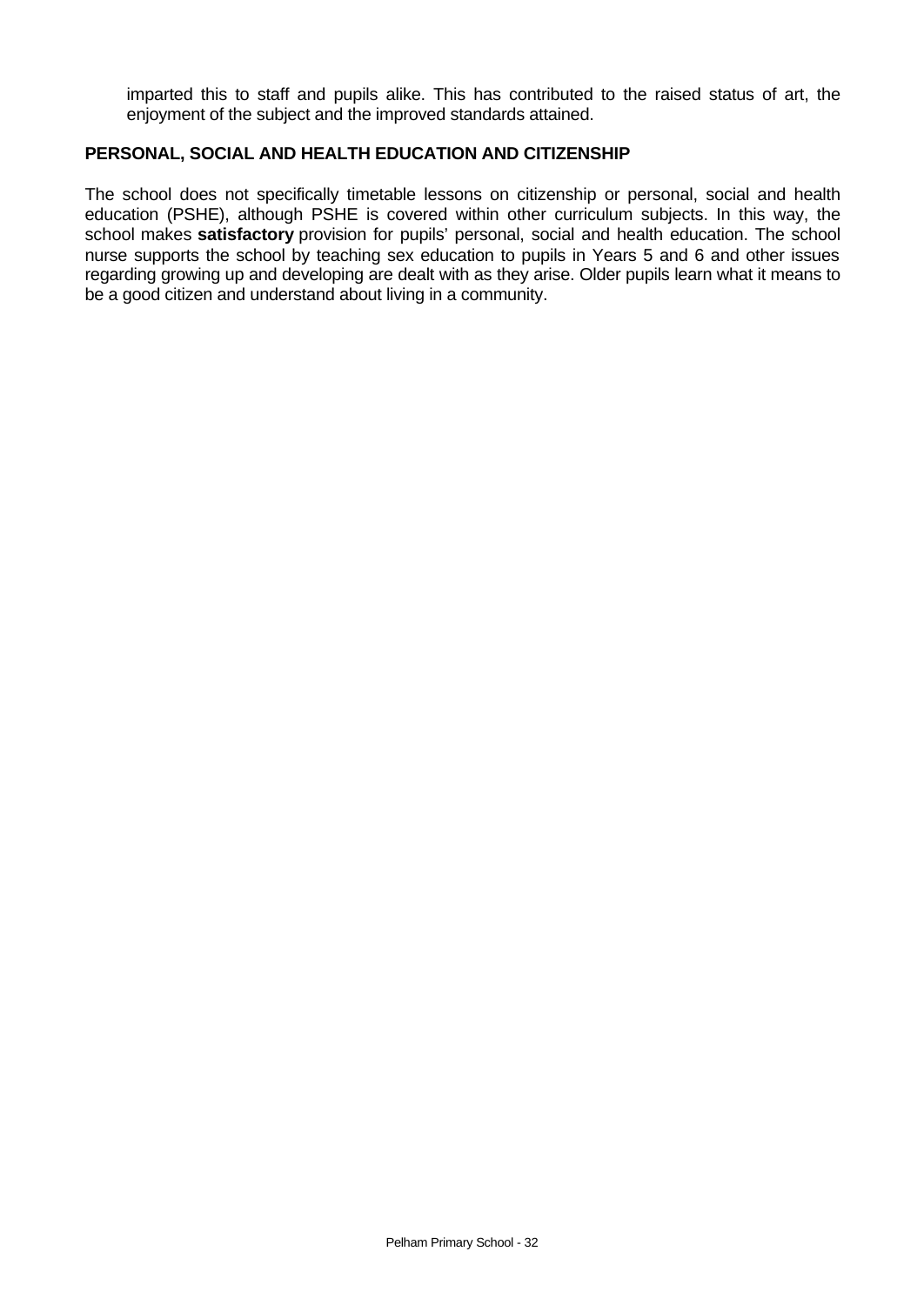imparted this to staff and pupils alike. This has contributed to the raised status of art, the enjoyment of the subject and the improved standards attained.

### PERSONAL, SOCIAL AND HEALTH EDUCATION AND CITIZENSHIP

The school does not specifically timetable lessons on citizenship or personal, social and health education (PSHE), although PSHE is covered within other curriculum subjects. In this way, the school makes **satisfactory** provision for pupils' personal, social and health education. The school nurse supports the school by teaching sex education to pupils in Years 5 and 6 and other issues regarding growing up and developing are dealt with as they arise. Older pupils learn what it means to be a good citizen and understand about living in a community.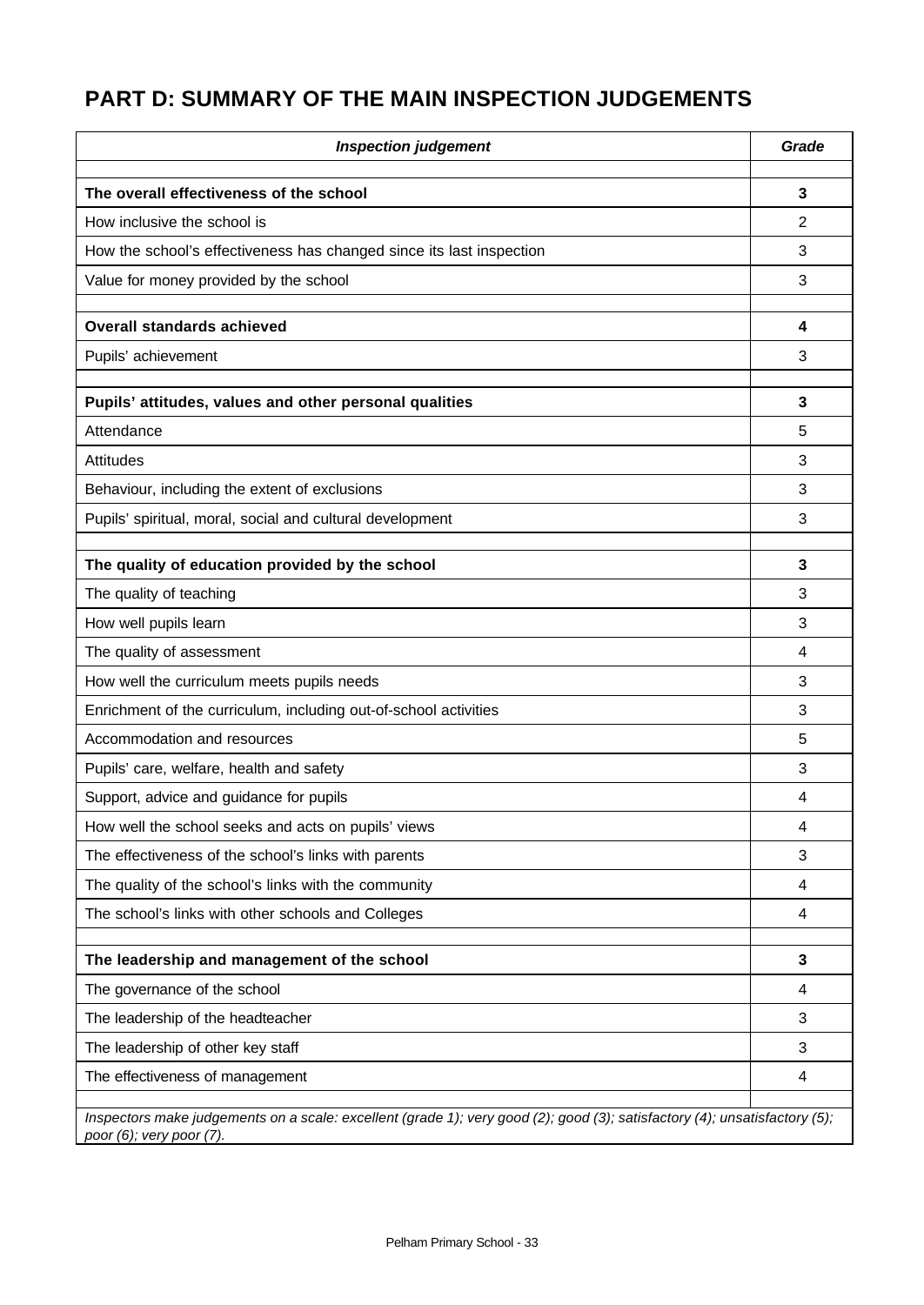# PART D: SUMMARY OF THE MAIN INSPECTION JUDGEMENTS

| *Inspection judgement* | *Grade* |
|---|---|
| | |
| **The overall effectiveness of the school** | **3** |
| How inclusive the school is | 2 |
| How the school's effectiveness has changed since its last inspection | 3 |
| Value for money provided by the school | 3 |
| | |
| **Overall standards achieved** | **4** |
| Pupils' achievement | 3 |
| | |
| **Pupils' attitudes, values and other personal qualities** | **3** |
| Attendance | 5 |
| Attitudes | 3 |
| Behaviour, including the extent of exclusions | 3 |
| Pupils' spiritual, moral, social and cultural development | 3 |
| | |
| **The quality of education provided by the school** | **3** |
| The quality of teaching | 3 |
| How well pupils learn | 3 |
| The quality of assessment | 4 |
| How well the curriculum meets pupils needs | 3 |
| Enrichment of the curriculum, including out-of-school activities | 3 |
| Accommodation and resources | 5 |
| Pupils' care, welfare, health and safety | 3 |
| Support, advice and guidance for pupils | 4 |
| How well the school seeks and acts on pupils' views | 4 |
| The effectiveness of the school's links with parents | 3 |
| The quality of the school's links with the community | 4 |
| The school's links with other schools and Colleges | 4 |
| | |
| **The leadership and management of the school** | **3** |
| The governance of the school | 4 |
| The leadership of the headteacher | 3 |
| The leadership of other key staff | 3 |
| The effectiveness of management | 4 |
| | |

*Inspectors make judgements on a scale: excellent (grade 1); very good (2); good (3); satisfactory (4); unsatisfactory (5); poor (6); very poor (7).*